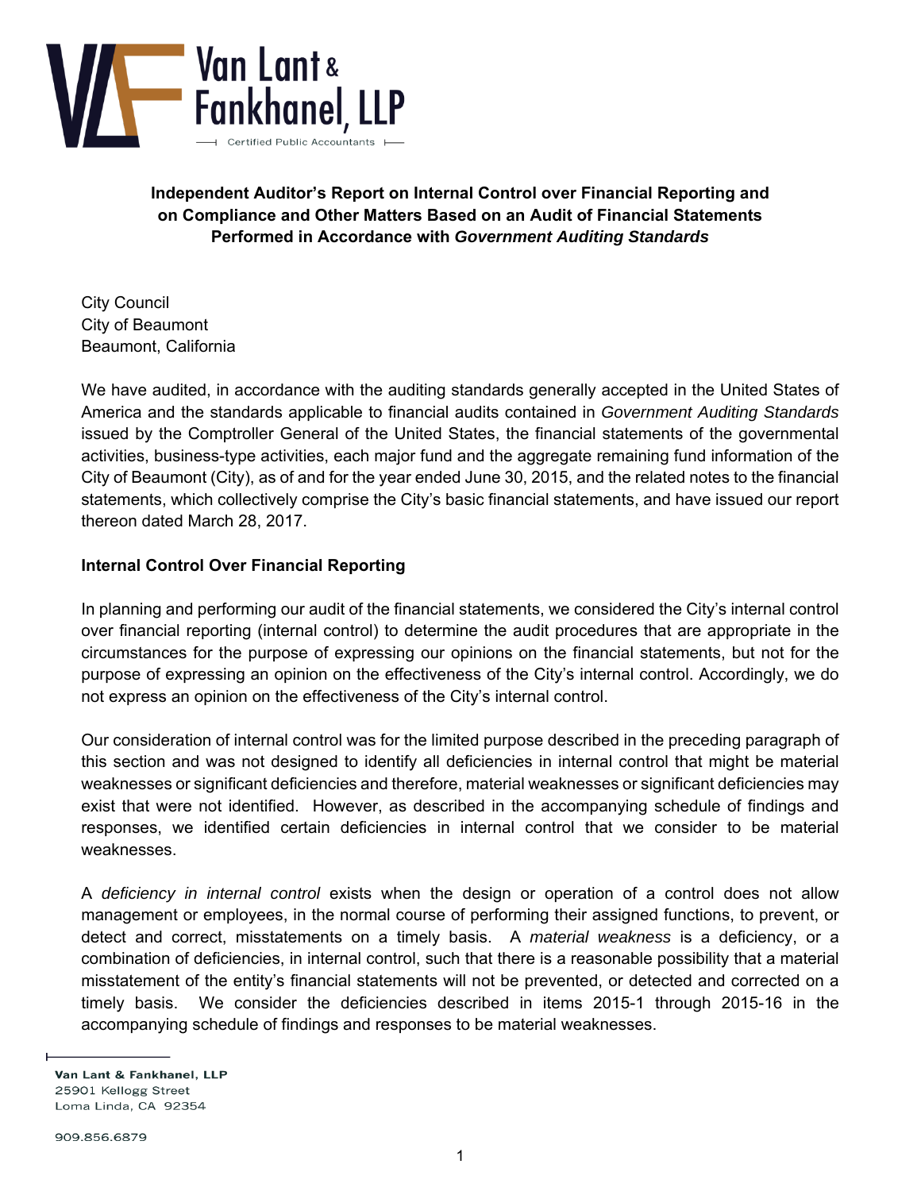Van Lant & Fankhanel, LLP
Certified Public Accountants

## Independent Auditor's Report on Internal Control over Financial Reporting and on Compliance and Other Matters Based on an Audit of Financial Statements Performed in Accordance with *Government Auditing Standards*

City Council
City of Beaumont
Beaumont, California

We have audited, in accordance with the auditing standards generally accepted in the United States of America and the standards applicable to financial audits contained in *Government Auditing Standards* issued by the Comptroller General of the United States, the financial statements of the governmental activities, business-type activities, each major fund and the aggregate remaining fund information of the City of Beaumont (City), as of and for the year ended June 30, 2015, and the related notes to the financial statements, which collectively comprise the City's basic financial statements, and have issued our report thereon dated March 28, 2017.

### Internal Control Over Financial Reporting

In planning and performing our audit of the financial statements, we considered the City's internal control over financial reporting (internal control) to determine the audit procedures that are appropriate in the circumstances for the purpose of expressing our opinions on the financial statements, but not for the purpose of expressing an opinion on the effectiveness of the City's internal control. Accordingly, we do not express an opinion on the effectiveness of the City's internal control.

Our consideration of internal control was for the limited purpose described in the preceding paragraph of this section and was not designed to identify all deficiencies in internal control that might be material weaknesses or significant deficiencies and therefore, material weaknesses or significant deficiencies may exist that were not identified. However, as described in the accompanying schedule of findings and responses, we identified certain deficiencies in internal control that we consider to be material weaknesses.

A *deficiency in internal control* exists when the design or operation of a control does not allow management or employees, in the normal course of performing their assigned functions, to prevent, or detect and correct, misstatements on a timely basis. A *material weakness* is a deficiency, or a combination of deficiencies, in internal control, such that there is a reasonable possibility that a material misstatement of the entity's financial statements will not be prevented, or detected and corrected on a timely basis. We consider the deficiencies described in items 2015-1 through 2015-16 in the accompanying schedule of findings and responses to be material weaknesses.

**Van Lant & Fankhanel, LLP**
25901 Kellogg Street
Loma Linda, CA 92354

909.856.6879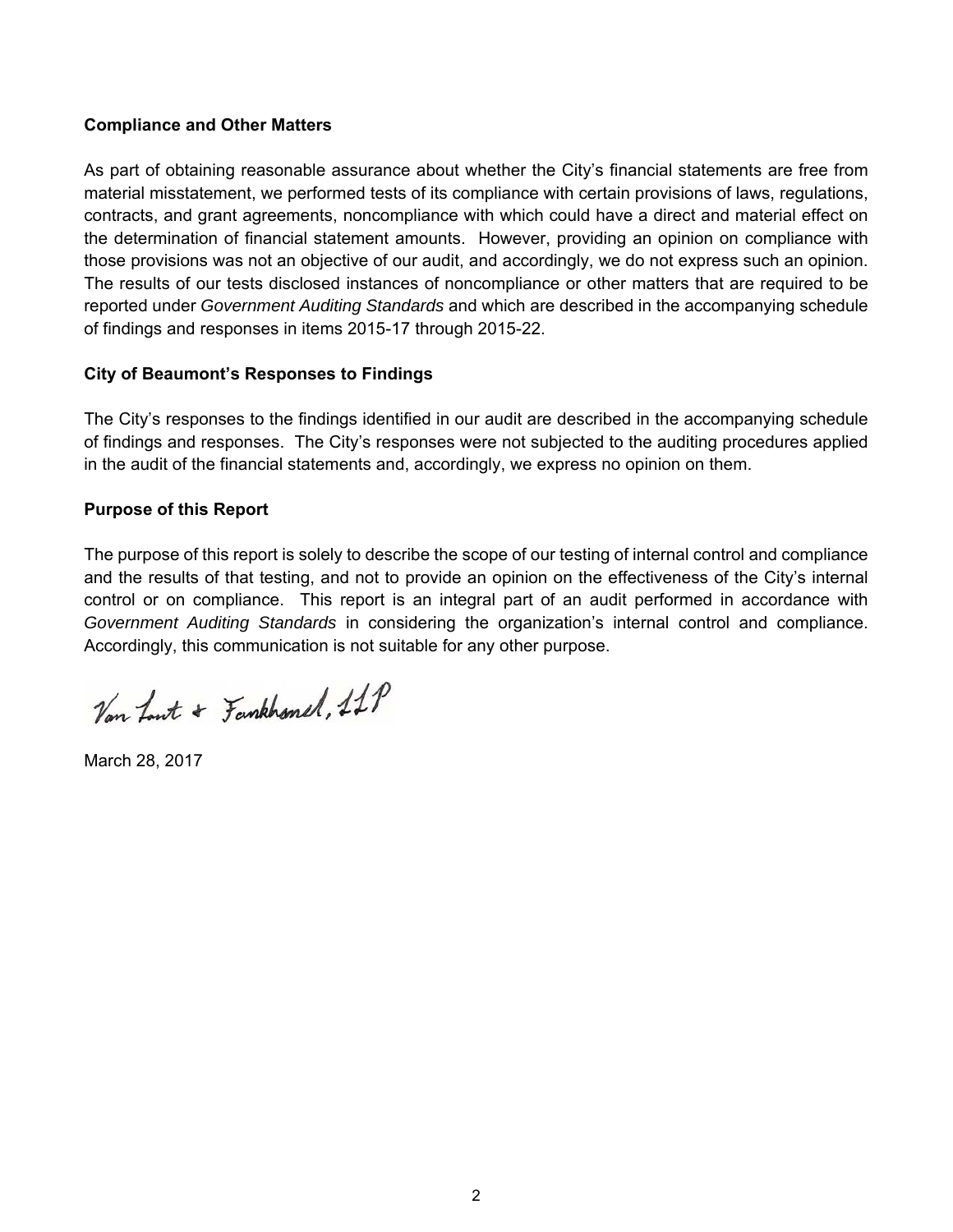### Compliance and Other Matters

As part of obtaining reasonable assurance about whether the City's financial statements are free from material misstatement, we performed tests of its compliance with certain provisions of laws, regulations, contracts, and grant agreements, noncompliance with which could have a direct and material effect on the determination of financial statement amounts. However, providing an opinion on compliance with those provisions was not an objective of our audit, and accordingly, we do not express such an opinion. The results of our tests disclosed instances of noncompliance or other matters that are required to be reported under *Government Auditing Standards* and which are described in the accompanying schedule of findings and responses in items 2015-17 through 2015-22.

### City of Beaumont's Responses to Findings

The City's responses to the findings identified in our audit are described in the accompanying schedule of findings and responses. The City's responses were not subjected to the auditing procedures applied in the audit of the financial statements and, accordingly, we express no opinion on them.

### Purpose of this Report

The purpose of this report is solely to describe the scope of our testing of internal control and compliance and the results of that testing, and not to provide an opinion on the effectiveness of the City's internal control or on compliance. This report is an integral part of an audit performed in accordance with *Government Auditing Standards* in considering the organization's internal control and compliance. Accordingly, this communication is not suitable for any other purpose.

Van Lant & Fankhanel, LLP

March 28, 2017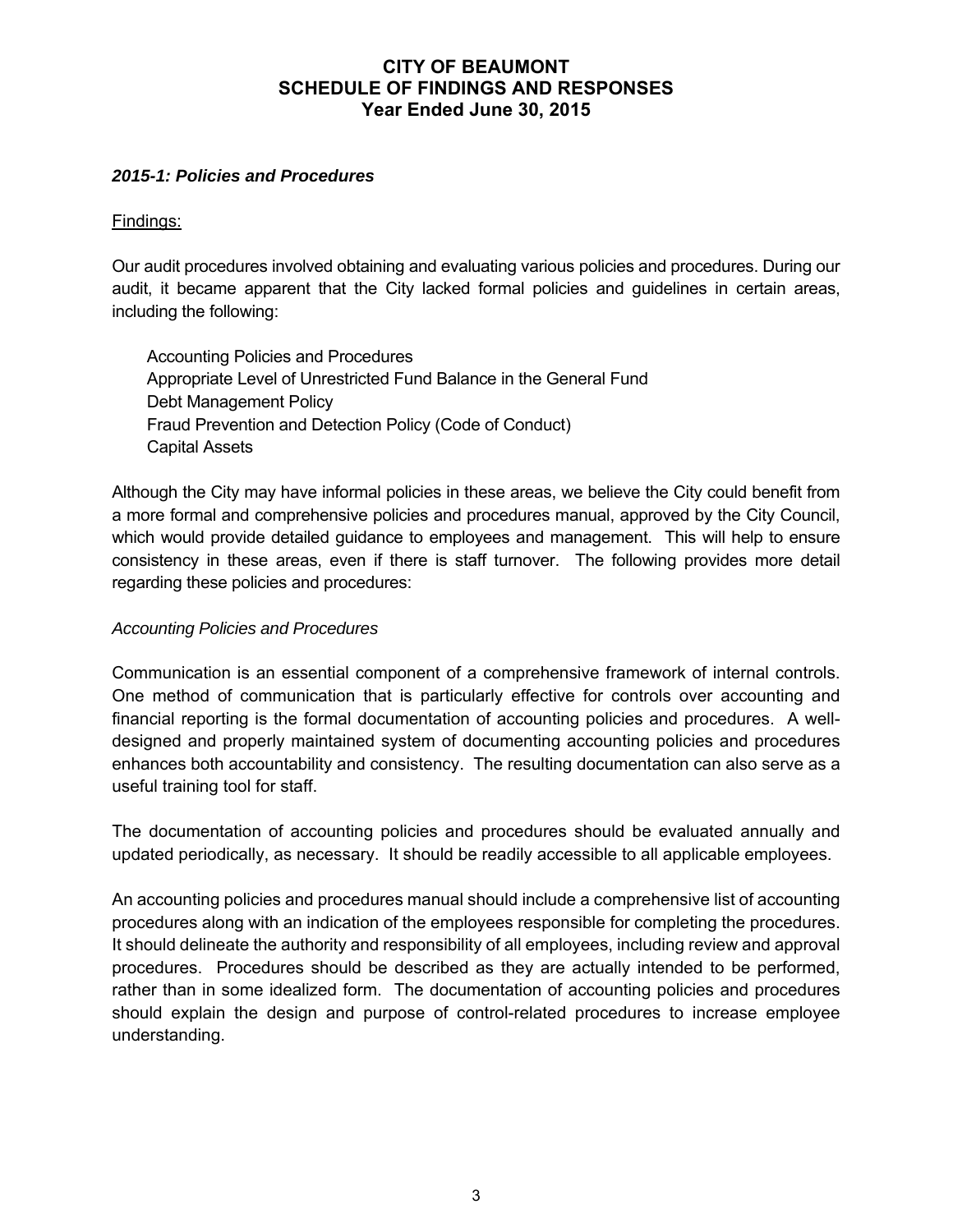# CITY OF BEAUMONT
## SCHEDULE OF FINDINGS AND RESPONSES
### Year Ended June 30, 2015

***2015-1: Policies and Procedures***

Findings:

Our audit procedures involved obtaining and evaluating various policies and procedures. During our audit, it became apparent that the City lacked formal policies and guidelines in certain areas, including the following:

Accounting Policies and Procedures
Appropriate Level of Unrestricted Fund Balance in the General Fund
Debt Management Policy
Fraud Prevention and Detection Policy (Code of Conduct)
Capital Assets

Although the City may have informal policies in these areas, we believe the City could benefit from a more formal and comprehensive policies and procedures manual, approved by the City Council, which would provide detailed guidance to employees and management. This will help to ensure consistency in these areas, even if there is staff turnover. The following provides more detail regarding these policies and procedures:

*Accounting Policies and Procedures*

Communication is an essential component of a comprehensive framework of internal controls. One method of communication that is particularly effective for controls over accounting and financial reporting is the formal documentation of accounting policies and procedures. A well-designed and properly maintained system of documenting accounting policies and procedures enhances both accountability and consistency. The resulting documentation can also serve as a useful training tool for staff.

The documentation of accounting policies and procedures should be evaluated annually and updated periodically, as necessary. It should be readily accessible to all applicable employees.

An accounting policies and procedures manual should include a comprehensive list of accounting procedures along with an indication of the employees responsible for completing the procedures. It should delineate the authority and responsibility of all employees, including review and approval procedures. Procedures should be described as they are actually intended to be performed, rather than in some idealized form. The documentation of accounting policies and procedures should explain the design and purpose of control-related procedures to increase employee understanding.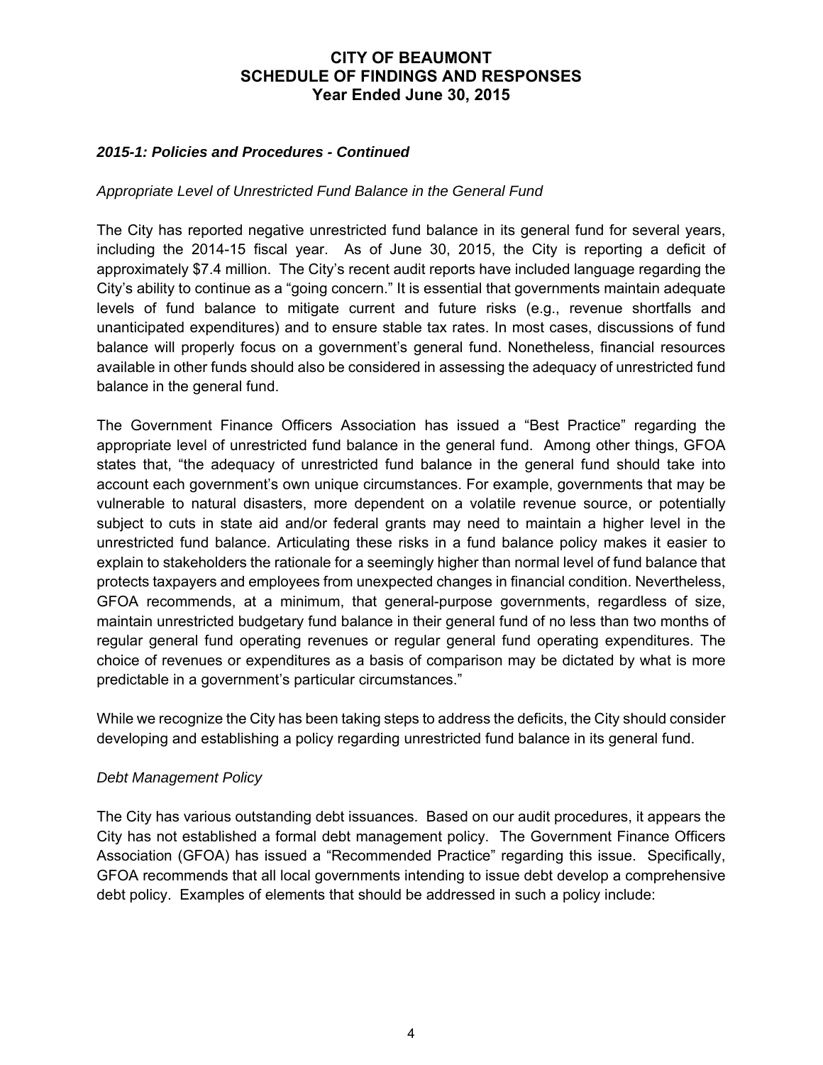# CITY OF BEAUMONT
# SCHEDULE OF FINDINGS AND RESPONSES
# Year Ended June 30, 2015

### *2015-1: Policies and Procedures - Continued*

*Appropriate Level of Unrestricted Fund Balance in the General Fund*

The City has reported negative unrestricted fund balance in its general fund for several years, including the 2014-15 fiscal year. As of June 30, 2015, the City is reporting a deficit of approximately $7.4 million. The City's recent audit reports have included language regarding the City's ability to continue as a "going concern." It is essential that governments maintain adequate levels of fund balance to mitigate current and future risks (e.g., revenue shortfalls and unanticipated expenditures) and to ensure stable tax rates. In most cases, discussions of fund balance will properly focus on a government's general fund. Nonetheless, financial resources available in other funds should also be considered in assessing the adequacy of unrestricted fund balance in the general fund.

The Government Finance Officers Association has issued a "Best Practice" regarding the appropriate level of unrestricted fund balance in the general fund. Among other things, GFOA states that, "the adequacy of unrestricted fund balance in the general fund should take into account each government's own unique circumstances. For example, governments that may be vulnerable to natural disasters, more dependent on a volatile revenue source, or potentially subject to cuts in state aid and/or federal grants may need to maintain a higher level in the unrestricted fund balance. Articulating these risks in a fund balance policy makes it easier to explain to stakeholders the rationale for a seemingly higher than normal level of fund balance that protects taxpayers and employees from unexpected changes in financial condition. Nevertheless, GFOA recommends, at a minimum, that general-purpose governments, regardless of size, maintain unrestricted budgetary fund balance in their general fund of no less than two months of regular general fund operating revenues or regular general fund operating expenditures. The choice of revenues or expenditures as a basis of comparison may be dictated by what is more predictable in a government's particular circumstances."

While we recognize the City has been taking steps to address the deficits, the City should consider developing and establishing a policy regarding unrestricted fund balance in its general fund.

*Debt Management Policy*

The City has various outstanding debt issuances. Based on our audit procedures, it appears the City has not established a formal debt management policy. The Government Finance Officers Association (GFOA) has issued a "Recommended Practice" regarding this issue. Specifically, GFOA recommends that all local governments intending to issue debt develop a comprehensive debt policy. Examples of elements that should be addressed in such a policy include: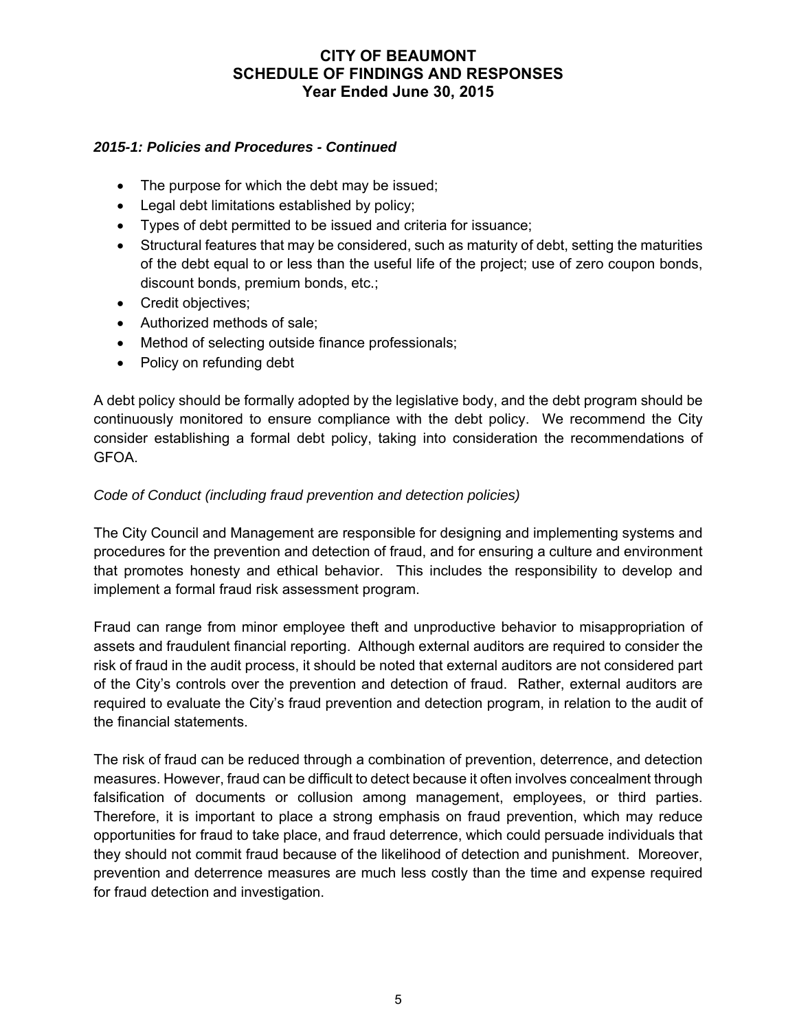### *2015-1: Policies and Procedures - Continued*

- The purpose for which the debt may be issued;
- Legal debt limitations established by policy;
- Types of debt permitted to be issued and criteria for issuance;
- Structural features that may be considered, such as maturity of debt, setting the maturities of the debt equal to or less than the useful life of the project; use of zero coupon bonds, discount bonds, premium bonds, etc.;
- Credit objectives;
- Authorized methods of sale;
- Method of selecting outside finance professionals;
- Policy on refunding debt

A debt policy should be formally adopted by the legislative body, and the debt program should be continuously monitored to ensure compliance with the debt policy. We recommend the City consider establishing a formal debt policy, taking into consideration the recommendations of GFOA.

*Code of Conduct (including fraud prevention and detection policies)*

The City Council and Management are responsible for designing and implementing systems and procedures for the prevention and detection of fraud, and for ensuring a culture and environment that promotes honesty and ethical behavior. This includes the responsibility to develop and implement a formal fraud risk assessment program.

Fraud can range from minor employee theft and unproductive behavior to misappropriation of assets and fraudulent financial reporting. Although external auditors are required to consider the risk of fraud in the audit process, it should be noted that external auditors are not considered part of the City's controls over the prevention and detection of fraud. Rather, external auditors are required to evaluate the City's fraud prevention and detection program, in relation to the audit of the financial statements.

The risk of fraud can be reduced through a combination of prevention, deterrence, and detection measures. However, fraud can be difficult to detect because it often involves concealment through falsification of documents or collusion among management, employees, or third parties. Therefore, it is important to place a strong emphasis on fraud prevention, which may reduce opportunities for fraud to take place, and fraud deterrence, which could persuade individuals that they should not commit fraud because of the likelihood of detection and punishment. Moreover, prevention and deterrence measures are much less costly than the time and expense required for fraud detection and investigation.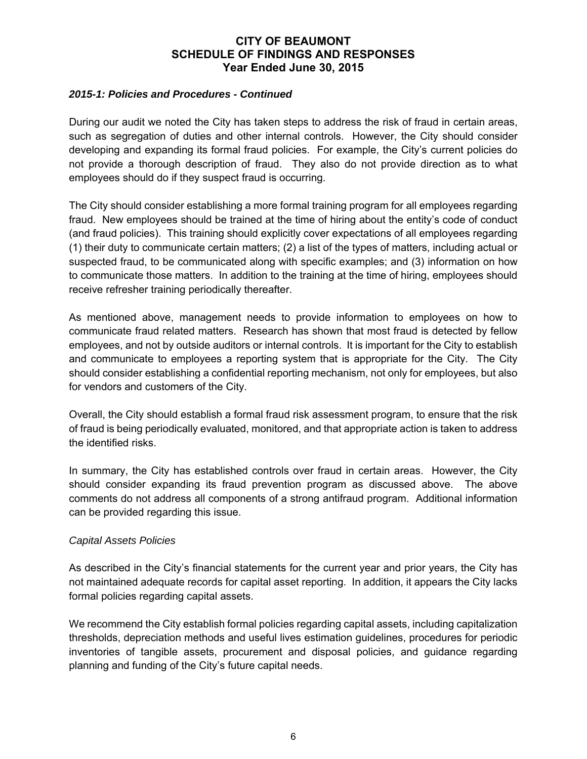### *2015-1: Policies and Procedures - Continued*

During our audit we noted the City has taken steps to address the risk of fraud in certain areas, such as segregation of duties and other internal controls. However, the City should consider developing and expanding its formal fraud policies. For example, the City's current policies do not provide a thorough description of fraud. They also do not provide direction as to what employees should do if they suspect fraud is occurring.

The City should consider establishing a more formal training program for all employees regarding fraud. New employees should be trained at the time of hiring about the entity's code of conduct (and fraud policies). This training should explicitly cover expectations of all employees regarding (1) their duty to communicate certain matters; (2) a list of the types of matters, including actual or suspected fraud, to be communicated along with specific examples; and (3) information on how to communicate those matters. In addition to the training at the time of hiring, employees should receive refresher training periodically thereafter.

As mentioned above, management needs to provide information to employees on how to communicate fraud related matters. Research has shown that most fraud is detected by fellow employees, and not by outside auditors or internal controls. It is important for the City to establish and communicate to employees a reporting system that is appropriate for the City. The City should consider establishing a confidential reporting mechanism, not only for employees, but also for vendors and customers of the City.

Overall, the City should establish a formal fraud risk assessment program, to ensure that the risk of fraud is being periodically evaluated, monitored, and that appropriate action is taken to address the identified risks.

In summary, the City has established controls over fraud in certain areas. However, the City should consider expanding its fraud prevention program as discussed above. The above comments do not address all components of a strong antifraud program. Additional information can be provided regarding this issue.

*Capital Assets Policies*

As described in the City's financial statements for the current year and prior years, the City has not maintained adequate records for capital asset reporting. In addition, it appears the City lacks formal policies regarding capital assets.

We recommend the City establish formal policies regarding capital assets, including capitalization thresholds, depreciation methods and useful lives estimation guidelines, procedures for periodic inventories of tangible assets, procurement and disposal policies, and guidance regarding planning and funding of the City's future capital needs.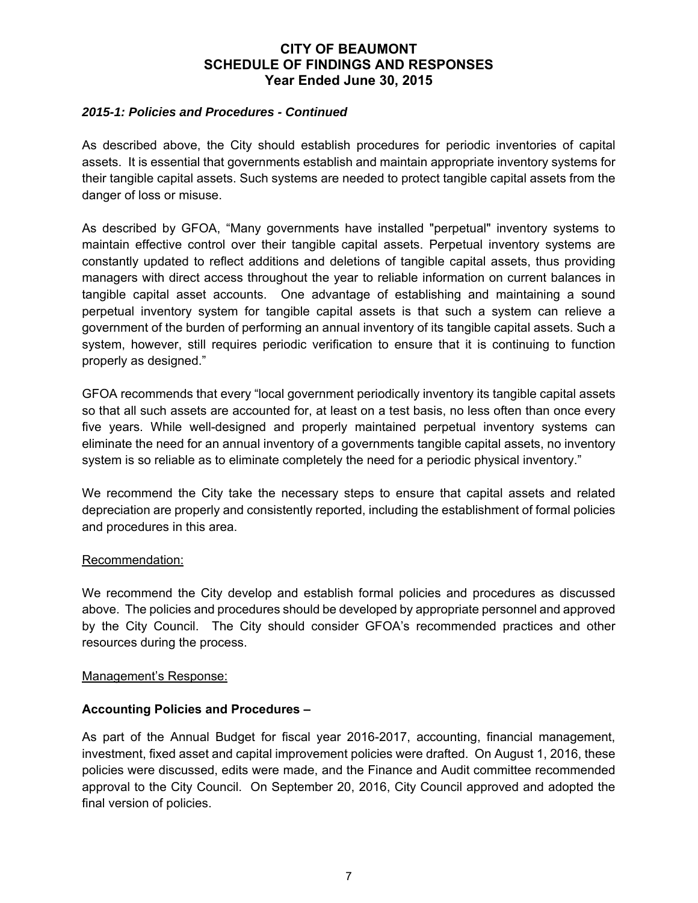# CITY OF BEAUMONT
# SCHEDULE OF FINDINGS AND RESPONSES
# Year Ended June 30, 2015

### *2015-1: Policies and Procedures - Continued*

As described above, the City should establish procedures for periodic inventories of capital assets. It is essential that governments establish and maintain appropriate inventory systems for their tangible capital assets. Such systems are needed to protect tangible capital assets from the danger of loss or misuse.

As described by GFOA, "Many governments have installed "perpetual" inventory systems to maintain effective control over their tangible capital assets. Perpetual inventory systems are constantly updated to reflect additions and deletions of tangible capital assets, thus providing managers with direct access throughout the year to reliable information on current balances in tangible capital asset accounts. One advantage of establishing and maintaining a sound perpetual inventory system for tangible capital assets is that such a system can relieve a government of the burden of performing an annual inventory of its tangible capital assets. Such a system, however, still requires periodic verification to ensure that it is continuing to function properly as designed."

GFOA recommends that every "local government periodically inventory its tangible capital assets so that all such assets are accounted for, at least on a test basis, no less often than once every five years. While well-designed and properly maintained perpetual inventory systems can eliminate the need for an annual inventory of a governments tangible capital assets, no inventory system is so reliable as to eliminate completely the need for a periodic physical inventory."

We recommend the City take the necessary steps to ensure that capital assets and related depreciation are properly and consistently reported, including the establishment of formal policies and procedures in this area.

Recommendation:

We recommend the City develop and establish formal policies and procedures as discussed above. The policies and procedures should be developed by appropriate personnel and approved by the City Council. The City should consider GFOA's recommended practices and other resources during the process.

Management's Response:

**Accounting Policies and Procedures –**

As part of the Annual Budget for fiscal year 2016-2017, accounting, financial management, investment, fixed asset and capital improvement policies were drafted. On August 1, 2016, these policies were discussed, edits were made, and the Finance and Audit committee recommended approval to the City Council. On September 20, 2016, City Council approved and adopted the final version of policies.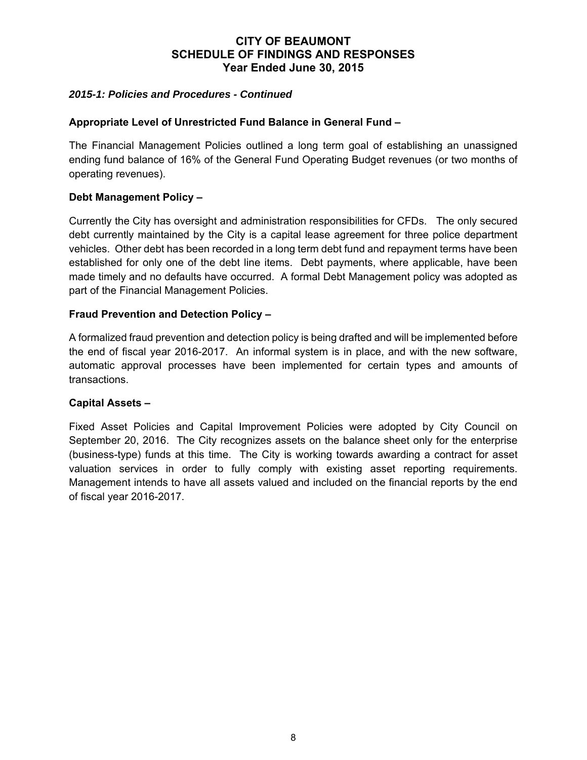# CITY OF BEAUMONT
# SCHEDULE OF FINDINGS AND RESPONSES
## Year Ended June 30, 2015

***2015-1: Policies and Procedures - Continued***

**Appropriate Level of Unrestricted Fund Balance in General Fund –**

The Financial Management Policies outlined a long term goal of establishing an unassigned ending fund balance of 16% of the General Fund Operating Budget revenues (or two months of operating revenues).

**Debt Management Policy –**

Currently the City has oversight and administration responsibilities for CFDs. The only secured debt currently maintained by the City is a capital lease agreement for three police department vehicles. Other debt has been recorded in a long term debt fund and repayment terms have been established for only one of the debt line items. Debt payments, where applicable, have been made timely and no defaults have occurred. A formal Debt Management policy was adopted as part of the Financial Management Policies.

**Fraud Prevention and Detection Policy –**

A formalized fraud prevention and detection policy is being drafted and will be implemented before the end of fiscal year 2016-2017. An informal system is in place, and with the new software, automatic approval processes have been implemented for certain types and amounts of transactions.

**Capital Assets –**

Fixed Asset Policies and Capital Improvement Policies were adopted by City Council on September 20, 2016. The City recognizes assets on the balance sheet only for the enterprise (business-type) funds at this time. The City is working towards awarding a contract for asset valuation services in order to fully comply with existing asset reporting requirements. Management intends to have all assets valued and included on the financial reports by the end of fiscal year 2016-2017.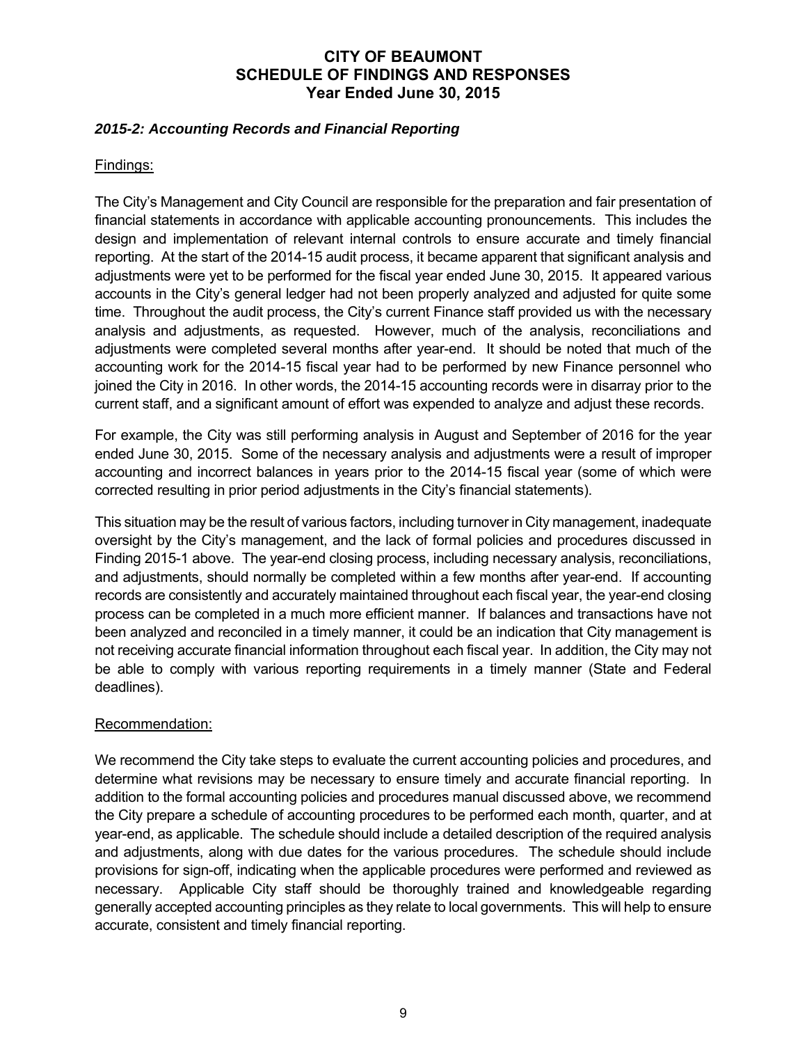# CITY OF BEAUMONT
## SCHEDULE OF FINDINGS AND RESPONSES
### Year Ended June 30, 2015

***2015-2: Accounting Records and Financial Reporting***

Findings:

The City's Management and City Council are responsible for the preparation and fair presentation of financial statements in accordance with applicable accounting pronouncements. This includes the design and implementation of relevant internal controls to ensure accurate and timely financial reporting. At the start of the 2014-15 audit process, it became apparent that significant analysis and adjustments were yet to be performed for the fiscal year ended June 30, 2015. It appeared various accounts in the City's general ledger had not been properly analyzed and adjusted for quite some time. Throughout the audit process, the City's current Finance staff provided us with the necessary analysis and adjustments, as requested. However, much of the analysis, reconciliations and adjustments were completed several months after year-end. It should be noted that much of the accounting work for the 2014-15 fiscal year had to be performed by new Finance personnel who joined the City in 2016. In other words, the 2014-15 accounting records were in disarray prior to the current staff, and a significant amount of effort was expended to analyze and adjust these records.

For example, the City was still performing analysis in August and September of 2016 for the year ended June 30, 2015. Some of the necessary analysis and adjustments were a result of improper accounting and incorrect balances in years prior to the 2014-15 fiscal year (some of which were corrected resulting in prior period adjustments in the City's financial statements).

This situation may be the result of various factors, including turnover in City management, inadequate oversight by the City's management, and the lack of formal policies and procedures discussed in Finding 2015-1 above. The year-end closing process, including necessary analysis, reconciliations, and adjustments, should normally be completed within a few months after year-end. If accounting records are consistently and accurately maintained throughout each fiscal year, the year-end closing process can be completed in a much more efficient manner. If balances and transactions have not been analyzed and reconciled in a timely manner, it could be an indication that City management is not receiving accurate financial information throughout each fiscal year. In addition, the City may not be able to comply with various reporting requirements in a timely manner (State and Federal deadlines).

Recommendation:

We recommend the City take steps to evaluate the current accounting policies and procedures, and determine what revisions may be necessary to ensure timely and accurate financial reporting. In addition to the formal accounting policies and procedures manual discussed above, we recommend the City prepare a schedule of accounting procedures to be performed each month, quarter, and at year-end, as applicable. The schedule should include a detailed description of the required analysis and adjustments, along with due dates for the various procedures. The schedule should include provisions for sign-off, indicating when the applicable procedures were performed and reviewed as necessary. Applicable City staff should be thoroughly trained and knowledgeable regarding generally accepted accounting principles as they relate to local governments. This will help to ensure accurate, consistent and timely financial reporting.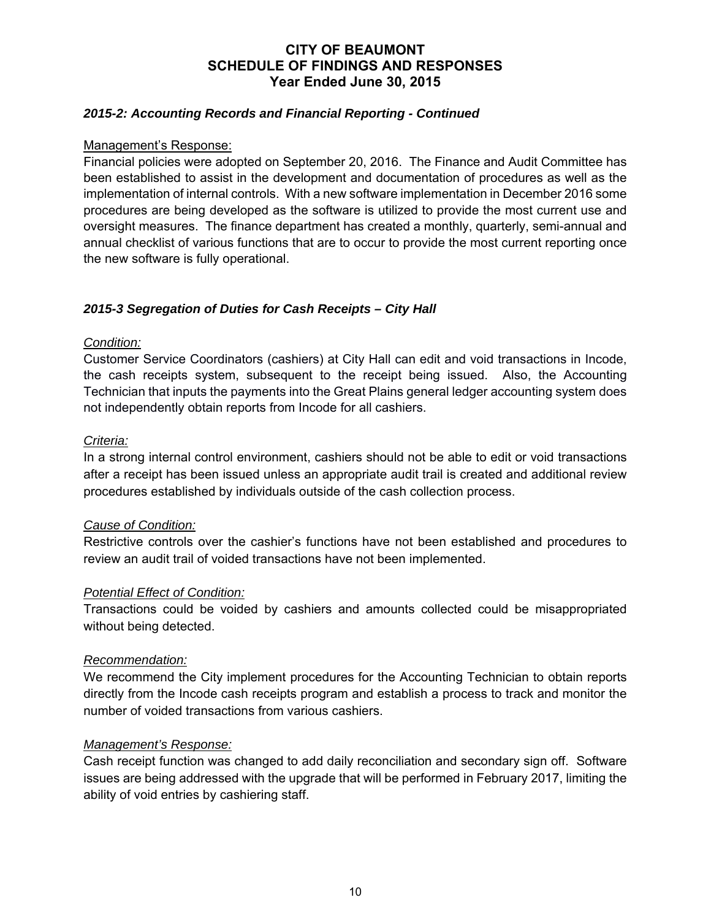# CITY OF BEAUMONT
# SCHEDULE OF FINDINGS AND RESPONSES
# Year Ended June 30, 2015

### *2015-2: Accounting Records and Financial Reporting - Continued*

Management's Response:
Financial policies were adopted on September 20, 2016. The Finance and Audit Committee has been established to assist in the development and documentation of procedures as well as the implementation of internal controls. With a new software implementation in December 2016 some procedures are being developed as the software is utilized to provide the most current use and oversight measures. The finance department has created a monthly, quarterly, semi-annual and annual checklist of various functions that are to occur to provide the most current reporting once the new software is fully operational.

### *2015-3 Segregation of Duties for Cash Receipts – City Hall*

*Condition:*
Customer Service Coordinators (cashiers) at City Hall can edit and void transactions in Incode, the cash receipts system, subsequent to the receipt being issued. Also, the Accounting Technician that inputs the payments into the Great Plains general ledger accounting system does not independently obtain reports from Incode for all cashiers.

*Criteria:*
In a strong internal control environment, cashiers should not be able to edit or void transactions after a receipt has been issued unless an appropriate audit trail is created and additional review procedures established by individuals outside of the cash collection process.

*Cause of Condition:*
Restrictive controls over the cashier's functions have not been established and procedures to review an audit trail of voided transactions have not been implemented.

*Potential Effect of Condition:*
Transactions could be voided by cashiers and amounts collected could be misappropriated without being detected.

*Recommendation:*
We recommend the City implement procedures for the Accounting Technician to obtain reports directly from the Incode cash receipts program and establish a process to track and monitor the number of voided transactions from various cashiers.

*Management's Response:*
Cash receipt function was changed to add daily reconciliation and secondary sign off. Software issues are being addressed with the upgrade that will be performed in February 2017, limiting the ability of void entries by cashiering staff.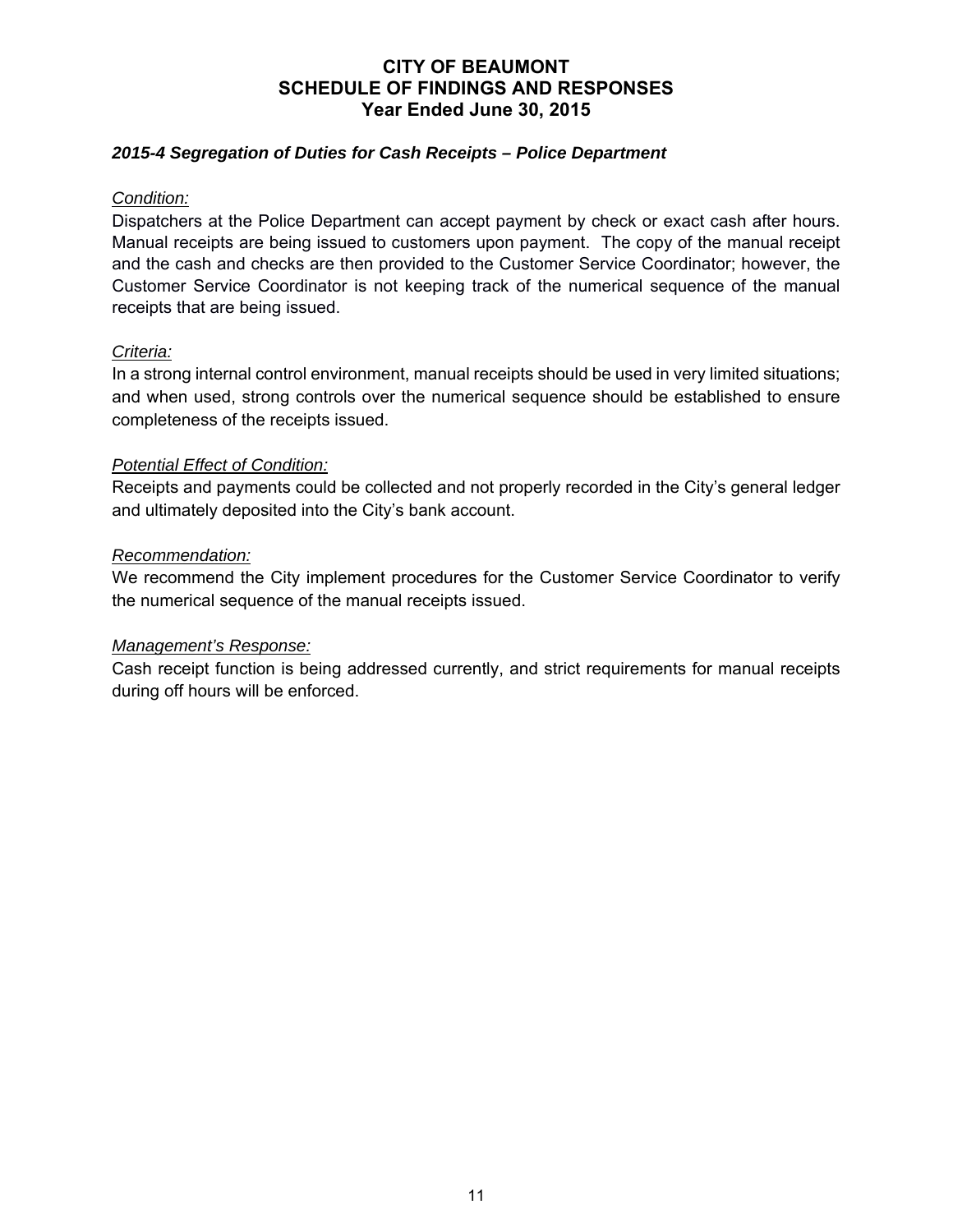# CITY OF BEAUMONT
## SCHEDULE OF FINDINGS AND RESPONSES
### Year Ended June 30, 2015

***2015-4 Segregation of Duties for Cash Receipts – Police Department***

*Condition:*

Dispatchers at the Police Department can accept payment by check or exact cash after hours. Manual receipts are being issued to customers upon payment. The copy of the manual receipt and the cash and checks are then provided to the Customer Service Coordinator; however, the Customer Service Coordinator is not keeping track of the numerical sequence of the manual receipts that are being issued.

*Criteria:*

In a strong internal control environment, manual receipts should be used in very limited situations; and when used, strong controls over the numerical sequence should be established to ensure completeness of the receipts issued.

*Potential Effect of Condition:*

Receipts and payments could be collected and not properly recorded in the City's general ledger and ultimately deposited into the City's bank account.

*Recommendation:*

We recommend the City implement procedures for the Customer Service Coordinator to verify the numerical sequence of the manual receipts issued.

*Management's Response:*

Cash receipt function is being addressed currently, and strict requirements for manual receipts during off hours will be enforced.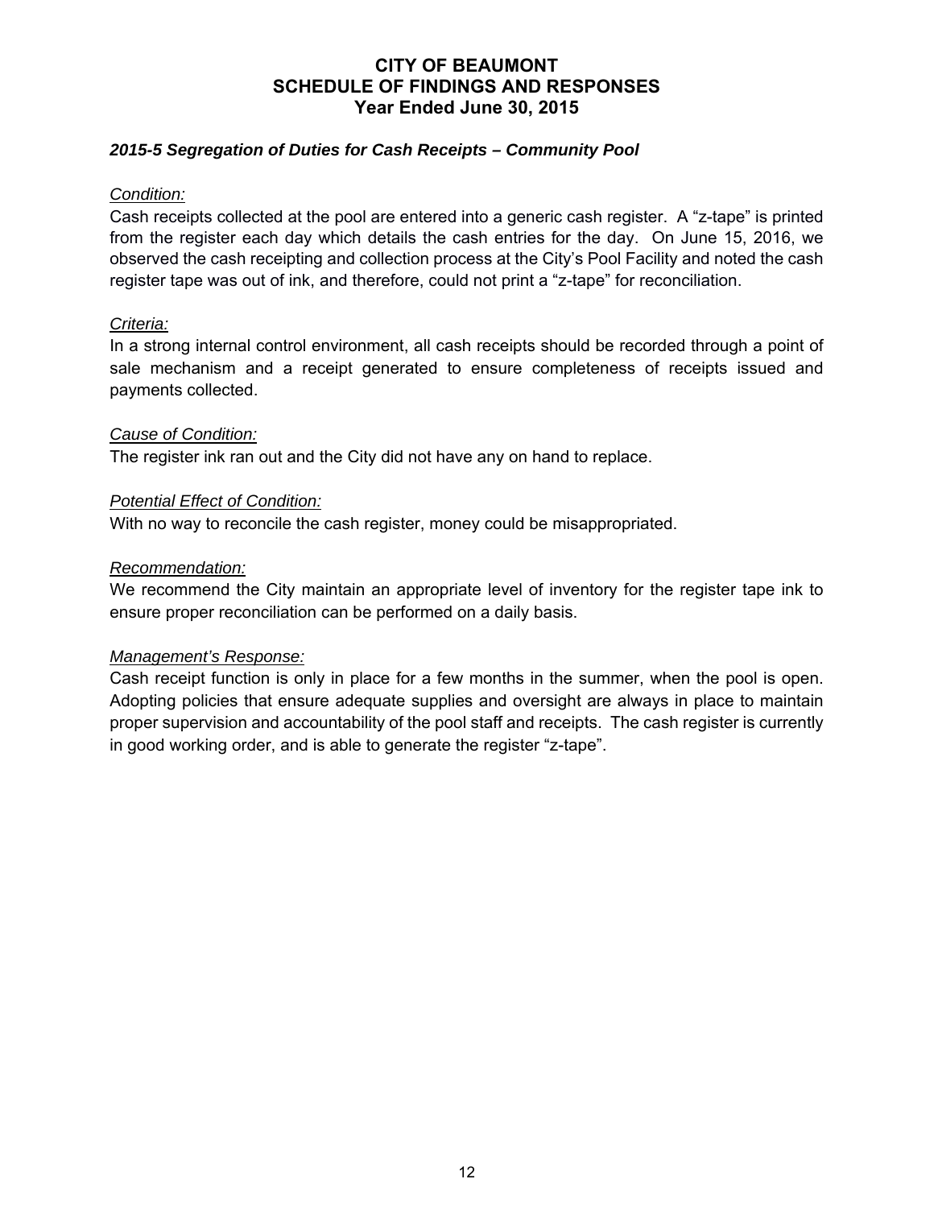# CITY OF BEAUMONT
## SCHEDULE OF FINDINGS AND RESPONSES
### Year Ended June 30, 2015

### *2015-5 Segregation of Duties for Cash Receipts – Community Pool*

*Condition:*

Cash receipts collected at the pool are entered into a generic cash register. A "z-tape" is printed from the register each day which details the cash entries for the day. On June 15, 2016, we observed the cash receipting and collection process at the City's Pool Facility and noted the cash register tape was out of ink, and therefore, could not print a "z-tape" for reconciliation.

*Criteria:*

In a strong internal control environment, all cash receipts should be recorded through a point of sale mechanism and a receipt generated to ensure completeness of receipts issued and payments collected.

*Cause of Condition:*

The register ink ran out and the City did not have any on hand to replace.

*Potential Effect of Condition:*

With no way to reconcile the cash register, money could be misappropriated.

*Recommendation:*

We recommend the City maintain an appropriate level of inventory for the register tape ink to ensure proper reconciliation can be performed on a daily basis.

*Management's Response:*

Cash receipt function is only in place for a few months in the summer, when the pool is open. Adopting policies that ensure adequate supplies and oversight are always in place to maintain proper supervision and accountability of the pool staff and receipts. The cash register is currently in good working order, and is able to generate the register "z-tape".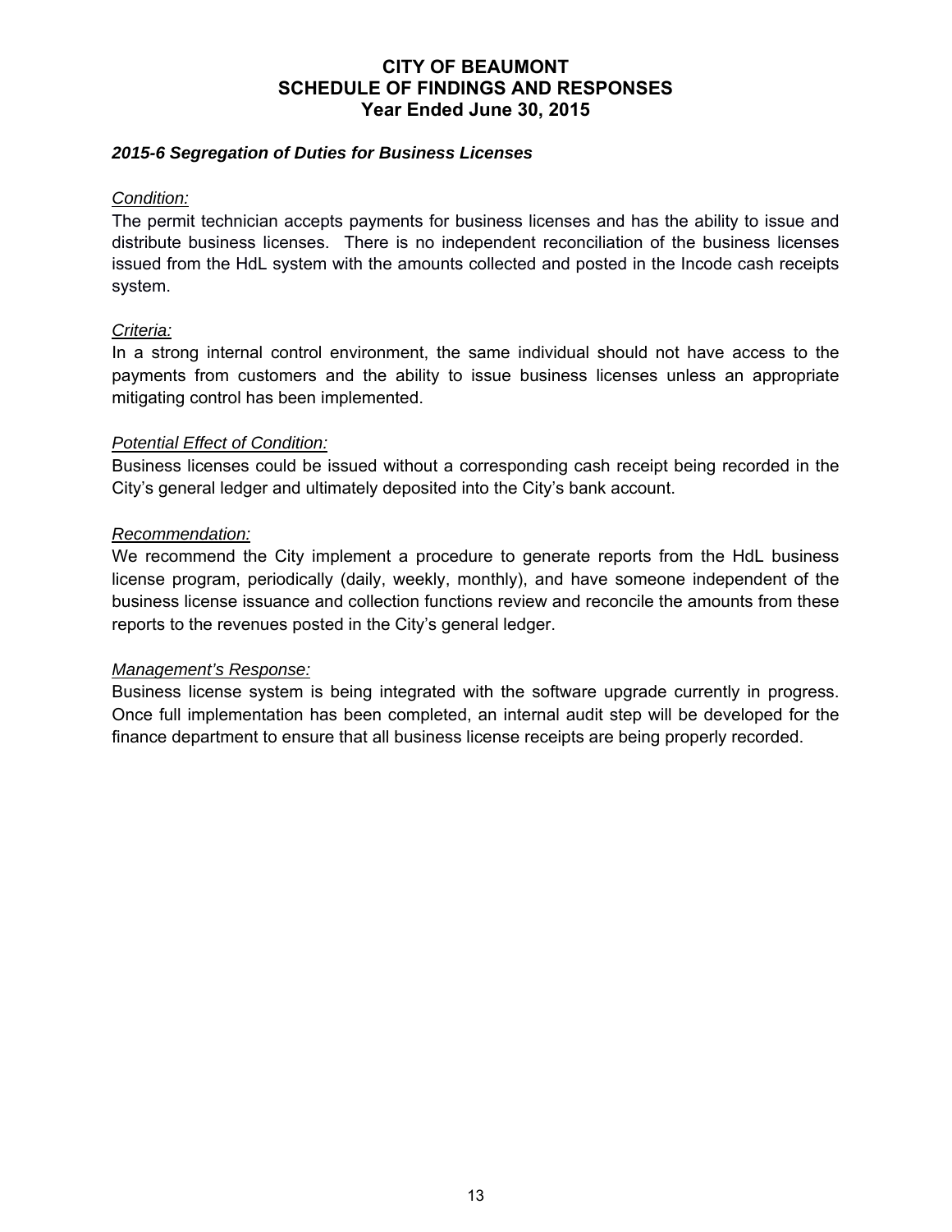# CITY OF BEAUMONT
# SCHEDULE OF FINDINGS AND RESPONSES
# Year Ended June 30, 2015

### *2015-6 Segregation of Duties for Business Licenses*

*Condition:*

The permit technician accepts payments for business licenses and has the ability to issue and distribute business licenses. There is no independent reconciliation of the business licenses issued from the HdL system with the amounts collected and posted in the Incode cash receipts system.

*Criteria:*

In a strong internal control environment, the same individual should not have access to the payments from customers and the ability to issue business licenses unless an appropriate mitigating control has been implemented.

*Potential Effect of Condition:*

Business licenses could be issued without a corresponding cash receipt being recorded in the City's general ledger and ultimately deposited into the City's bank account.

*Recommendation:*

We recommend the City implement a procedure to generate reports from the HdL business license program, periodically (daily, weekly, monthly), and have someone independent of the business license issuance and collection functions review and reconcile the amounts from these reports to the revenues posted in the City's general ledger.

*Management's Response:*

Business license system is being integrated with the software upgrade currently in progress. Once full implementation has been completed, an internal audit step will be developed for the finance department to ensure that all business license receipts are being properly recorded.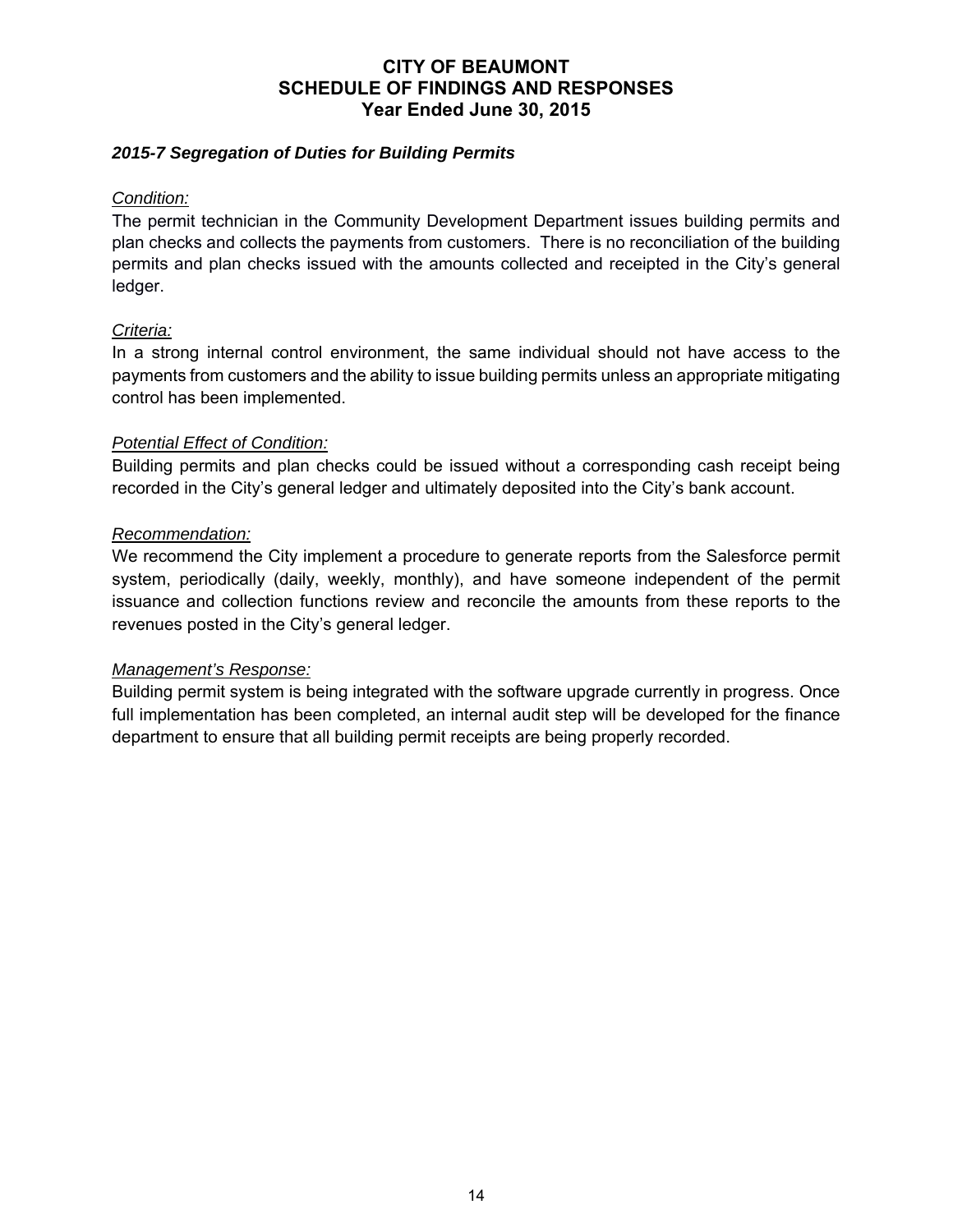# CITY OF BEAUMONT
# SCHEDULE OF FINDINGS AND RESPONSES
# Year Ended June 30, 2015

### *2015-7 Segregation of Duties for Building Permits*

*Condition:*

The permit technician in the Community Development Department issues building permits and plan checks and collects the payments from customers. There is no reconciliation of the building permits and plan checks issued with the amounts collected and receipted in the City's general ledger.

*Criteria:*

In a strong internal control environment, the same individual should not have access to the payments from customers and the ability to issue building permits unless an appropriate mitigating control has been implemented.

*Potential Effect of Condition:*

Building permits and plan checks could be issued without a corresponding cash receipt being recorded in the City's general ledger and ultimately deposited into the City's bank account.

*Recommendation:*

We recommend the City implement a procedure to generate reports from the Salesforce permit system, periodically (daily, weekly, monthly), and have someone independent of the permit issuance and collection functions review and reconcile the amounts from these reports to the revenues posted in the City's general ledger.

*Management's Response:*

Building permit system is being integrated with the software upgrade currently in progress. Once full implementation has been completed, an internal audit step will be developed for the finance department to ensure that all building permit receipts are being properly recorded.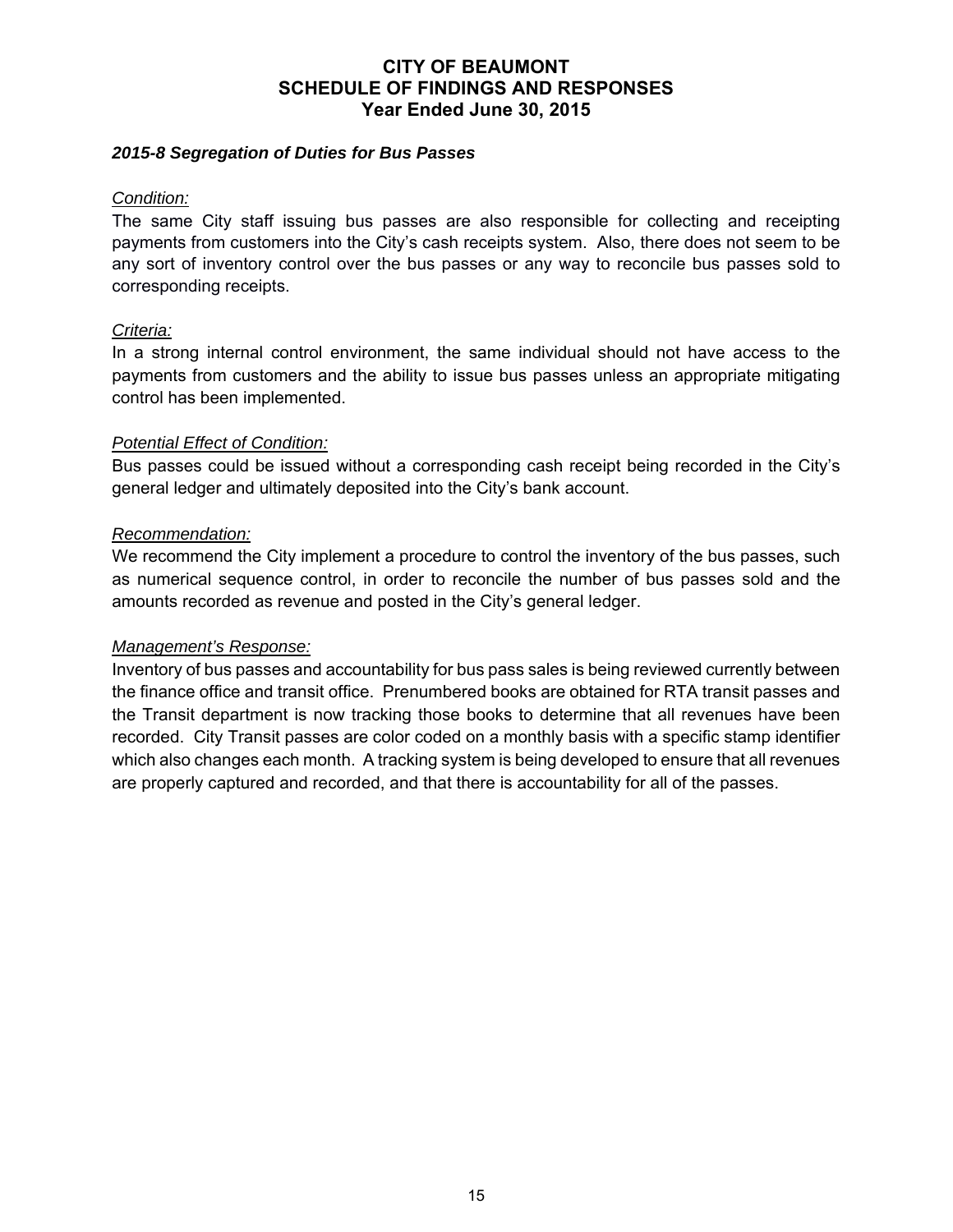# CITY OF BEAUMONT
# SCHEDULE OF FINDINGS AND RESPONSES
# Year Ended June 30, 2015

### *2015-8 Segregation of Duties for Bus Passes*

*Condition:*

The same City staff issuing bus passes are also responsible for collecting and receipting payments from customers into the City's cash receipts system. Also, there does not seem to be any sort of inventory control over the bus passes or any way to reconcile bus passes sold to corresponding receipts.

*Criteria:*

In a strong internal control environment, the same individual should not have access to the payments from customers and the ability to issue bus passes unless an appropriate mitigating control has been implemented.

*Potential Effect of Condition:*

Bus passes could be issued without a corresponding cash receipt being recorded in the City's general ledger and ultimately deposited into the City's bank account.

*Recommendation:*

We recommend the City implement a procedure to control the inventory of the bus passes, such as numerical sequence control, in order to reconcile the number of bus passes sold and the amounts recorded as revenue and posted in the City's general ledger.

*Management's Response:*

Inventory of bus passes and accountability for bus pass sales is being reviewed currently between the finance office and transit office. Prenumbered books are obtained for RTA transit passes and the Transit department is now tracking those books to determine that all revenues have been recorded. City Transit passes are color coded on a monthly basis with a specific stamp identifier which also changes each month. A tracking system is being developed to ensure that all revenues are properly captured and recorded, and that there is accountability for all of the passes.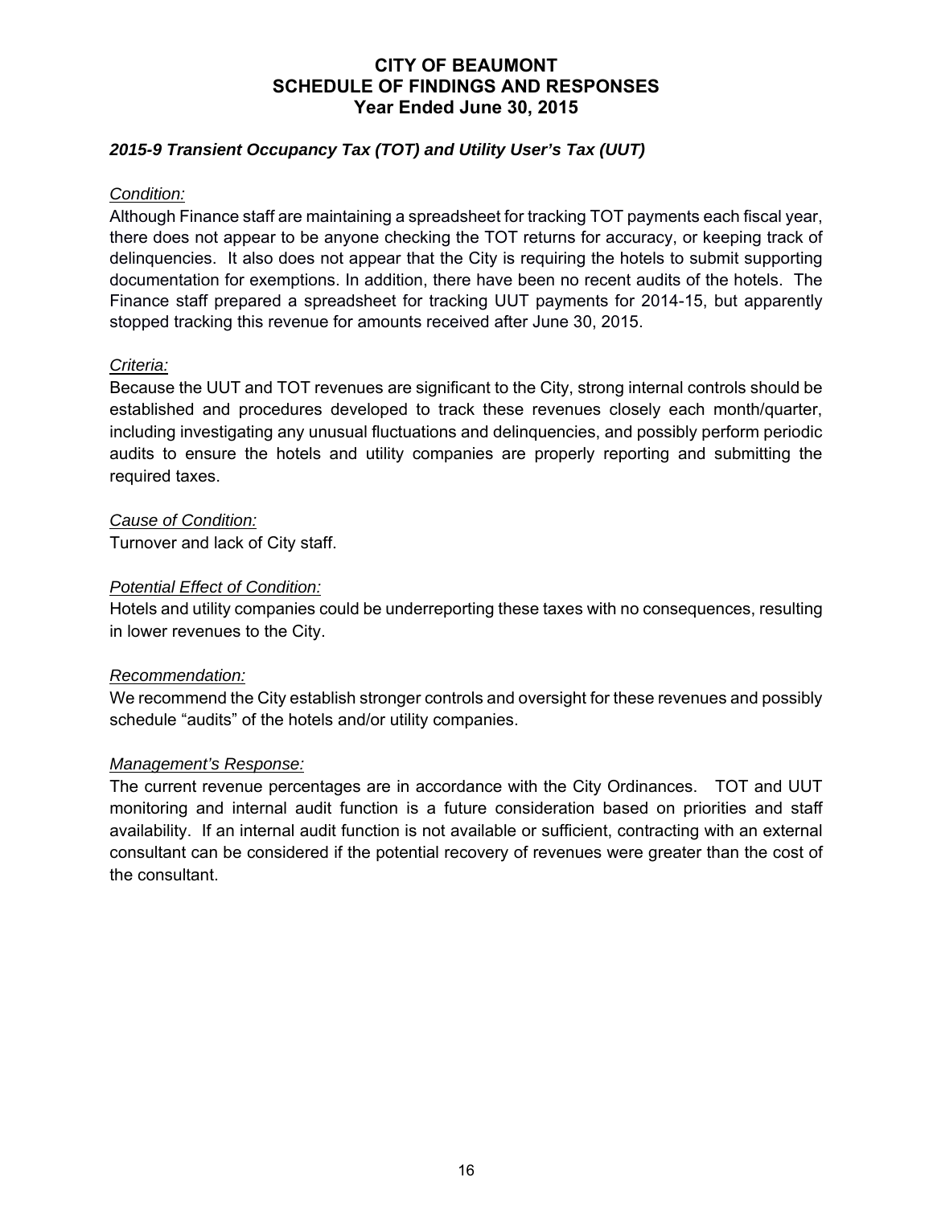# CITY OF BEAUMONT
# SCHEDULE OF FINDINGS AND RESPONSES
# Year Ended June 30, 2015

### *2015-9 Transient Occupancy Tax (TOT) and Utility User's Tax (UUT)*

*Condition:*

Although Finance staff are maintaining a spreadsheet for tracking TOT payments each fiscal year, there does not appear to be anyone checking the TOT returns for accuracy, or keeping track of delinquencies. It also does not appear that the City is requiring the hotels to submit supporting documentation for exemptions. In addition, there have been no recent audits of the hotels. The Finance staff prepared a spreadsheet for tracking UUT payments for 2014-15, but apparently stopped tracking this revenue for amounts received after June 30, 2015.

*Criteria:*

Because the UUT and TOT revenues are significant to the City, strong internal controls should be established and procedures developed to track these revenues closely each month/quarter, including investigating any unusual fluctuations and delinquencies, and possibly perform periodic audits to ensure the hotels and utility companies are properly reporting and submitting the required taxes.

*Cause of Condition:*

Turnover and lack of City staff.

*Potential Effect of Condition:*

Hotels and utility companies could be underreporting these taxes with no consequences, resulting in lower revenues to the City.

*Recommendation:*

We recommend the City establish stronger controls and oversight for these revenues and possibly schedule "audits" of the hotels and/or utility companies.

*Management's Response:*

The current revenue percentages are in accordance with the City Ordinances. TOT and UUT monitoring and internal audit function is a future consideration based on priorities and staff availability. If an internal audit function is not available or sufficient, contracting with an external consultant can be considered if the potential recovery of revenues were greater than the cost of the consultant.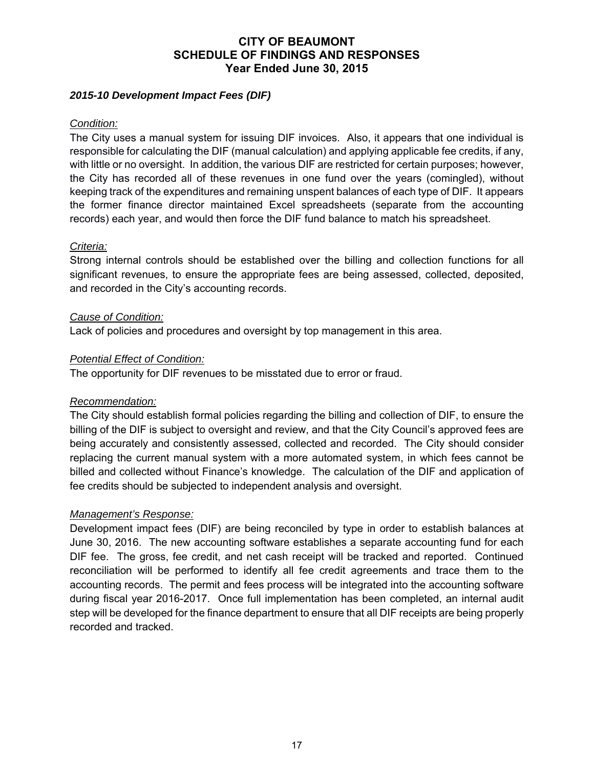# CITY OF BEAUMONT
# SCHEDULE OF FINDINGS AND RESPONSES
# Year Ended June 30, 2015

### *2015-10 Development Impact Fees (DIF)*

*Condition:*

The City uses a manual system for issuing DIF invoices. Also, it appears that one individual is responsible for calculating the DIF (manual calculation) and applying applicable fee credits, if any, with little or no oversight. In addition, the various DIF are restricted for certain purposes; however, the City has recorded all of these revenues in one fund over the years (comingled), without keeping track of the expenditures and remaining unspent balances of each type of DIF. It appears the former finance director maintained Excel spreadsheets (separate from the accounting records) each year, and would then force the DIF fund balance to match his spreadsheet.

*Criteria:*

Strong internal controls should be established over the billing and collection functions for all significant revenues, to ensure the appropriate fees are being assessed, collected, deposited, and recorded in the City's accounting records.

*Cause of Condition:*

Lack of policies and procedures and oversight by top management in this area.

*Potential Effect of Condition:*

The opportunity for DIF revenues to be misstated due to error or fraud.

*Recommendation:*

The City should establish formal policies regarding the billing and collection of DIF, to ensure the billing of the DIF is subject to oversight and review, and that the City Council's approved fees are being accurately and consistently assessed, collected and recorded. The City should consider replacing the current manual system with a more automated system, in which fees cannot be billed and collected without Finance's knowledge. The calculation of the DIF and application of fee credits should be subjected to independent analysis and oversight.

*Management's Response:*

Development impact fees (DIF) are being reconciled by type in order to establish balances at June 30, 2016. The new accounting software establishes a separate accounting fund for each DIF fee. The gross, fee credit, and net cash receipt will be tracked and reported. Continued reconciliation will be performed to identify all fee credit agreements and trace them to the accounting records. The permit and fees process will be integrated into the accounting software during fiscal year 2016-2017. Once full implementation has been completed, an internal audit step will be developed for the finance department to ensure that all DIF receipts are being properly recorded and tracked.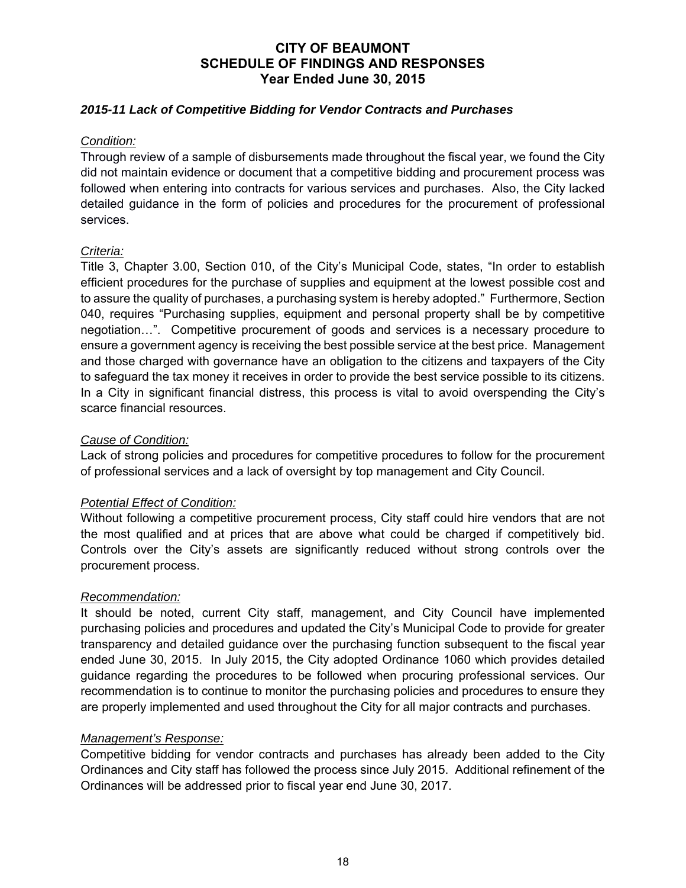# CITY OF BEAUMONT
# SCHEDULE OF FINDINGS AND RESPONSES
# Year Ended June 30, 2015

### *2015-11 Lack of Competitive Bidding for Vendor Contracts and Purchases*

*Condition:*

Through review of a sample of disbursements made throughout the fiscal year, we found the City did not maintain evidence or document that a competitive bidding and procurement process was followed when entering into contracts for various services and purchases. Also, the City lacked detailed guidance in the form of policies and procedures for the procurement of professional services.

*Criteria:*

Title 3, Chapter 3.00, Section 010, of the City's Municipal Code, states, "In order to establish efficient procedures for the purchase of supplies and equipment at the lowest possible cost and to assure the quality of purchases, a purchasing system is hereby adopted." Furthermore, Section 040, requires "Purchasing supplies, equipment and personal property shall be by competitive negotiation…". Competitive procurement of goods and services is a necessary procedure to ensure a government agency is receiving the best possible service at the best price. Management and those charged with governance have an obligation to the citizens and taxpayers of the City to safeguard the tax money it receives in order to provide the best service possible to its citizens. In a City in significant financial distress, this process is vital to avoid overspending the City's scarce financial resources.

*Cause of Condition:*

Lack of strong policies and procedures for competitive procedures to follow for the procurement of professional services and a lack of oversight by top management and City Council.

*Potential Effect of Condition:*

Without following a competitive procurement process, City staff could hire vendors that are not the most qualified and at prices that are above what could be charged if competitively bid. Controls over the City's assets are significantly reduced without strong controls over the procurement process.

*Recommendation:*

It should be noted, current City staff, management, and City Council have implemented purchasing policies and procedures and updated the City's Municipal Code to provide for greater transparency and detailed guidance over the purchasing function subsequent to the fiscal year ended June 30, 2015. In July 2015, the City adopted Ordinance 1060 which provides detailed guidance regarding the procedures to be followed when procuring professional services. Our recommendation is to continue to monitor the purchasing policies and procedures to ensure they are properly implemented and used throughout the City for all major contracts and purchases.

*Management's Response:*

Competitive bidding for vendor contracts and purchases has already been added to the City Ordinances and City staff has followed the process since July 2015. Additional refinement of the Ordinances will be addressed prior to fiscal year end June 30, 2017.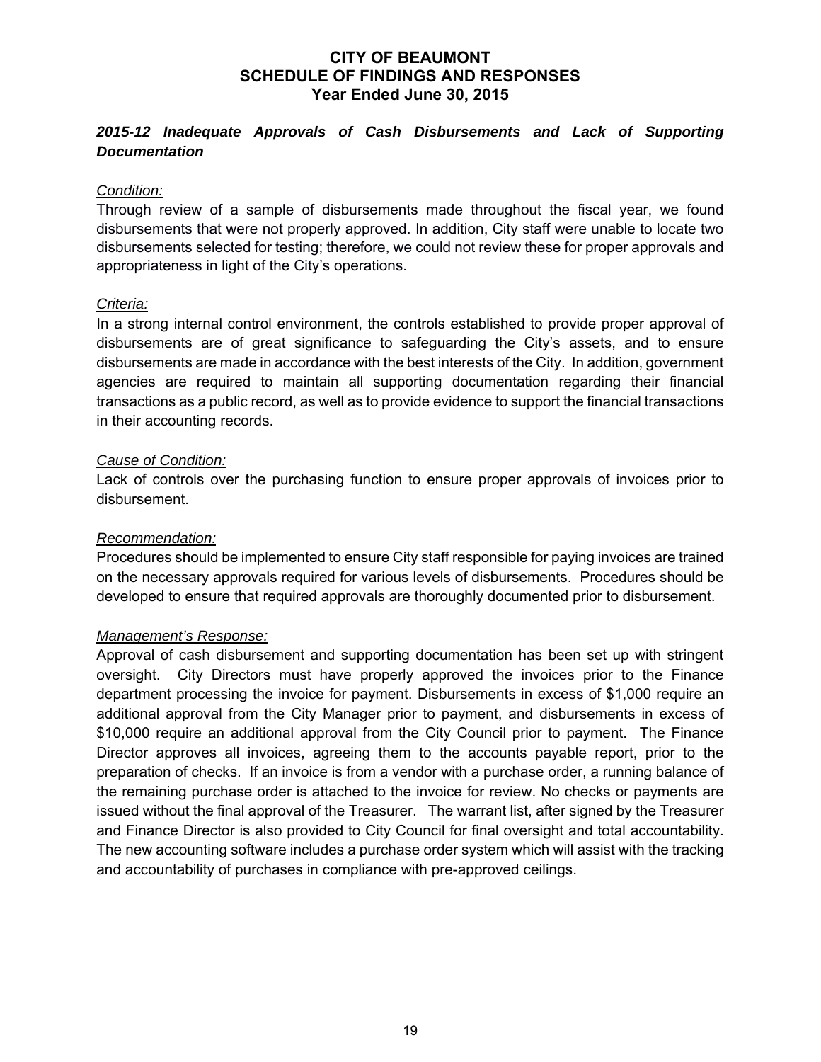# CITY OF BEAUMONT
## SCHEDULE OF FINDINGS AND RESPONSES
### Year Ended June 30, 2015

### *2015-12 Inadequate Approvals of Cash Disbursements and Lack of Supporting Documentation*

*Condition:*

Through review of a sample of disbursements made throughout the fiscal year, we found disbursements that were not properly approved. In addition, City staff were unable to locate two disbursements selected for testing; therefore, we could not review these for proper approvals and appropriateness in light of the City's operations.

*Criteria:*

In a strong internal control environment, the controls established to provide proper approval of disbursements are of great significance to safeguarding the City's assets, and to ensure disbursements are made in accordance with the best interests of the City. In addition, government agencies are required to maintain all supporting documentation regarding their financial transactions as a public record, as well as to provide evidence to support the financial transactions in their accounting records.

*Cause of Condition:*

Lack of controls over the purchasing function to ensure proper approvals of invoices prior to disbursement.

*Recommendation:*

Procedures should be implemented to ensure City staff responsible for paying invoices are trained on the necessary approvals required for various levels of disbursements. Procedures should be developed to ensure that required approvals are thoroughly documented prior to disbursement.

*Management's Response:*

Approval of cash disbursement and supporting documentation has been set up with stringent oversight. City Directors must have properly approved the invoices prior to the Finance department processing the invoice for payment. Disbursements in excess of $1,000 require an additional approval from the City Manager prior to payment, and disbursements in excess of $10,000 require an additional approval from the City Council prior to payment. The Finance Director approves all invoices, agreeing them to the accounts payable report, prior to the preparation of checks. If an invoice is from a vendor with a purchase order, a running balance of the remaining purchase order is attached to the invoice for review. No checks or payments are issued without the final approval of the Treasurer. The warrant list, after signed by the Treasurer and Finance Director is also provided to City Council for final oversight and total accountability. The new accounting software includes a purchase order system which will assist with the tracking and accountability of purchases in compliance with pre-approved ceilings.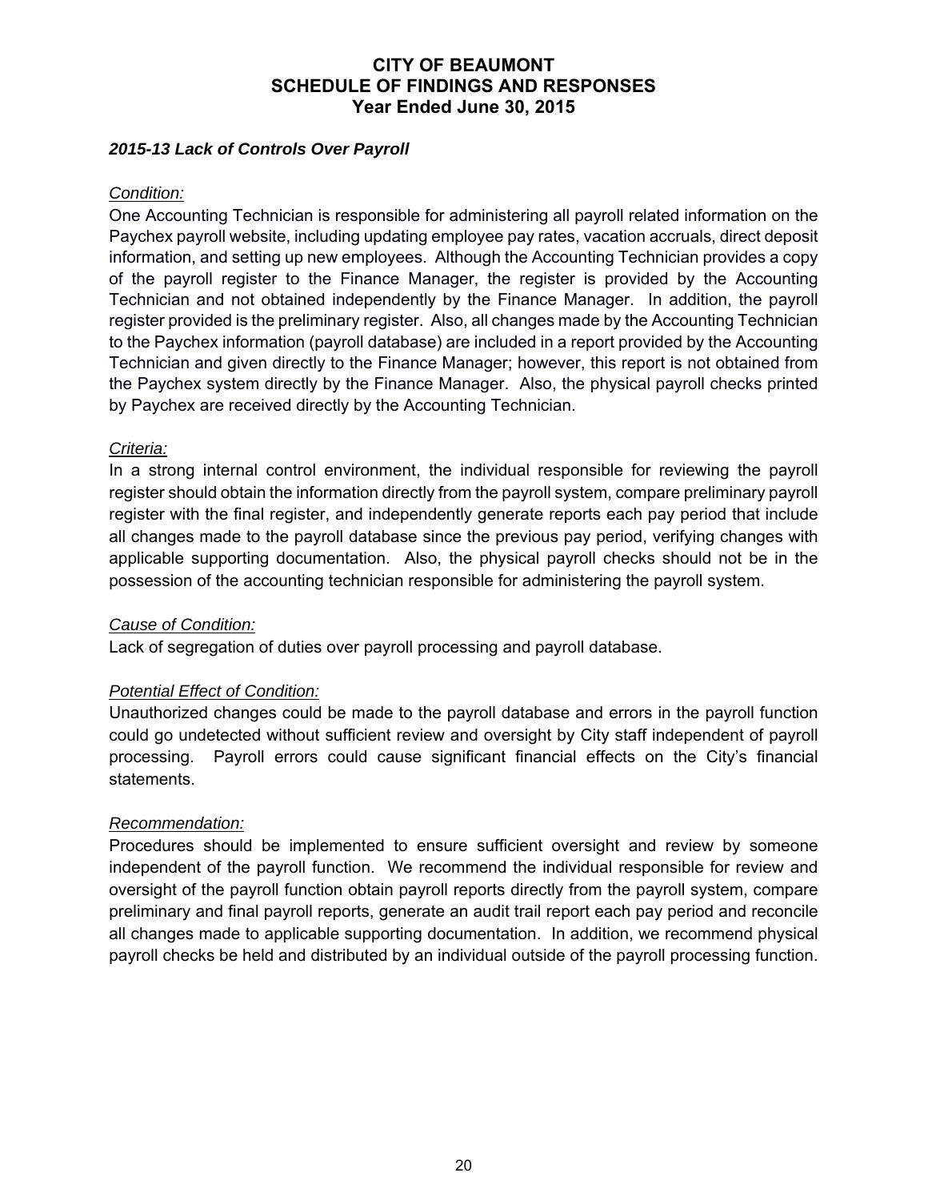# CITY OF BEAUMONT
# SCHEDULE OF FINDINGS AND RESPONSES
# Year Ended June 30, 2015

### *2015-13 Lack of Controls Over Payroll*

*Condition:*

One Accounting Technician is responsible for administering all payroll related information on the Paychex payroll website, including updating employee pay rates, vacation accruals, direct deposit information, and setting up new employees. Although the Accounting Technician provides a copy of the payroll register to the Finance Manager, the register is provided by the Accounting Technician and not obtained independently by the Finance Manager. In addition, the payroll register provided is the preliminary register. Also, all changes made by the Accounting Technician to the Paychex information (payroll database) are included in a report provided by the Accounting Technician and given directly to the Finance Manager; however, this report is not obtained from the Paychex system directly by the Finance Manager. Also, the physical payroll checks printed by Paychex are received directly by the Accounting Technician.

*Criteria:*

In a strong internal control environment, the individual responsible for reviewing the payroll register should obtain the information directly from the payroll system, compare preliminary payroll register with the final register, and independently generate reports each pay period that include all changes made to the payroll database since the previous pay period, verifying changes with applicable supporting documentation. Also, the physical payroll checks should not be in the possession of the accounting technician responsible for administering the payroll system.

*Cause of Condition:*

Lack of segregation of duties over payroll processing and payroll database.

*Potential Effect of Condition:*

Unauthorized changes could be made to the payroll database and errors in the payroll function could go undetected without sufficient review and oversight by City staff independent of payroll processing. Payroll errors could cause significant financial effects on the City's financial statements.

*Recommendation:*

Procedures should be implemented to ensure sufficient oversight and review by someone independent of the payroll function. We recommend the individual responsible for review and oversight of the payroll function obtain payroll reports directly from the payroll system, compare preliminary and final payroll reports, generate an audit trail report each pay period and reconcile all changes made to applicable supporting documentation. In addition, we recommend physical payroll checks be held and distributed by an individual outside of the payroll processing function.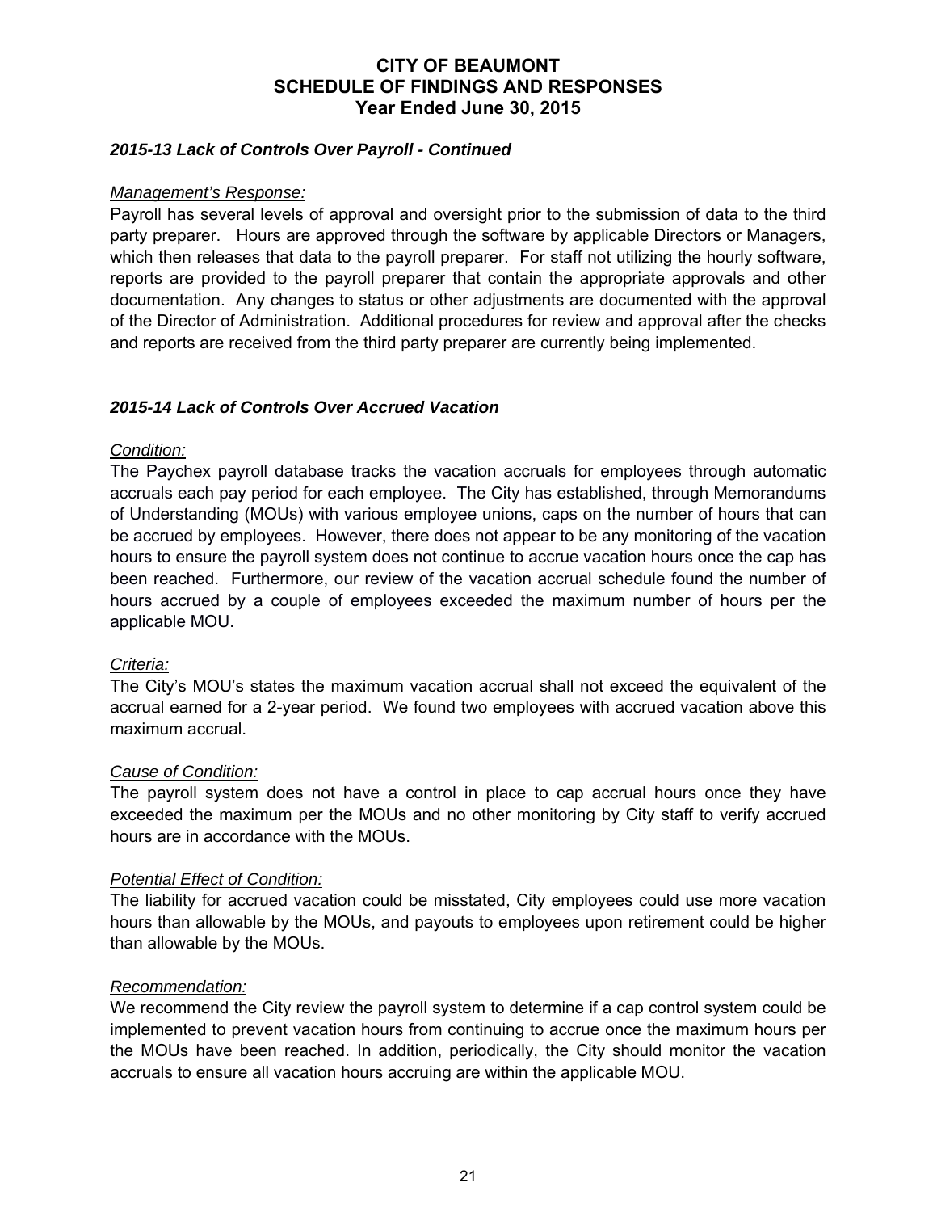# CITY OF BEAUMONT
# SCHEDULE OF FINDINGS AND RESPONSES
## Year Ended June 30, 2015

### *2015-13 Lack of Controls Over Payroll - Continued*

*Management's Response:*
Payroll has several levels of approval and oversight prior to the submission of data to the third party preparer. Hours are approved through the software by applicable Directors or Managers, which then releases that data to the payroll preparer. For staff not utilizing the hourly software, reports are provided to the payroll preparer that contain the appropriate approvals and other documentation. Any changes to status or other adjustments are documented with the approval of the Director of Administration. Additional procedures for review and approval after the checks and reports are received from the third party preparer are currently being implemented.

### *2015-14 Lack of Controls Over Accrued Vacation*

*Condition:*
The Paychex payroll database tracks the vacation accruals for employees through automatic accruals each pay period for each employee. The City has established, through Memorandums of Understanding (MOUs) with various employee unions, caps on the number of hours that can be accrued by employees. However, there does not appear to be any monitoring of the vacation hours to ensure the payroll system does not continue to accrue vacation hours once the cap has been reached. Furthermore, our review of the vacation accrual schedule found the number of hours accrued by a couple of employees exceeded the maximum number of hours per the applicable MOU.

*Criteria:*
The City's MOU's states the maximum vacation accrual shall not exceed the equivalent of the accrual earned for a 2-year period. We found two employees with accrued vacation above this maximum accrual.

*Cause of Condition:*
The payroll system does not have a control in place to cap accrual hours once they have exceeded the maximum per the MOUs and no other monitoring by City staff to verify accrued hours are in accordance with the MOUs.

*Potential Effect of Condition:*
The liability for accrued vacation could be misstated, City employees could use more vacation hours than allowable by the MOUs, and payouts to employees upon retirement could be higher than allowable by the MOUs.

*Recommendation:*
We recommend the City review the payroll system to determine if a cap control system could be implemented to prevent vacation hours from continuing to accrue once the maximum hours per the MOUs have been reached. In addition, periodically, the City should monitor the vacation accruals to ensure all vacation hours accruing are within the applicable MOU.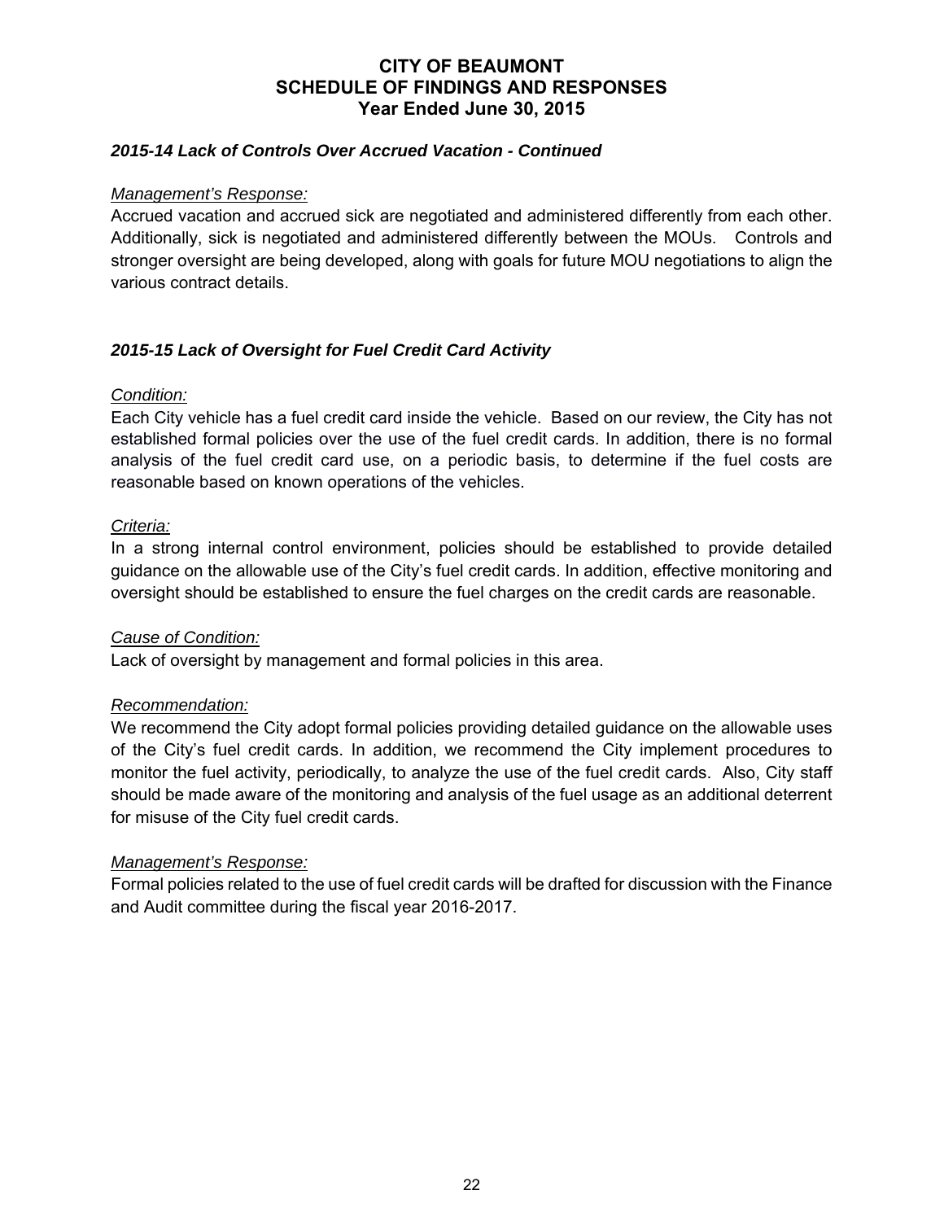# CITY OF BEAUMONT
## SCHEDULE OF FINDINGS AND RESPONSES
### Year Ended June 30, 2015

***2015-14 Lack of Controls Over Accrued Vacation - Continued***

*Management's Response:*

Accrued vacation and accrued sick are negotiated and administered differently from each other. Additionally, sick is negotiated and administered differently between the MOUs. Controls and stronger oversight are being developed, along with goals for future MOU negotiations to align the various contract details.

***2015-15 Lack of Oversight for Fuel Credit Card Activity***

*Condition:*

Each City vehicle has a fuel credit card inside the vehicle. Based on our review, the City has not established formal policies over the use of the fuel credit cards. In addition, there is no formal analysis of the fuel credit card use, on a periodic basis, to determine if the fuel costs are reasonable based on known operations of the vehicles.

*Criteria:*

In a strong internal control environment, policies should be established to provide detailed guidance on the allowable use of the City's fuel credit cards. In addition, effective monitoring and oversight should be established to ensure the fuel charges on the credit cards are reasonable.

*Cause of Condition:*

Lack of oversight by management and formal policies in this area.

*Recommendation:*

We recommend the City adopt formal policies providing detailed guidance on the allowable uses of the City's fuel credit cards. In addition, we recommend the City implement procedures to monitor the fuel activity, periodically, to analyze the use of the fuel credit cards. Also, City staff should be made aware of the monitoring and analysis of the fuel usage as an additional deterrent for misuse of the City fuel credit cards.

*Management's Response:*

Formal policies related to the use of fuel credit cards will be drafted for discussion with the Finance and Audit committee during the fiscal year 2016-2017.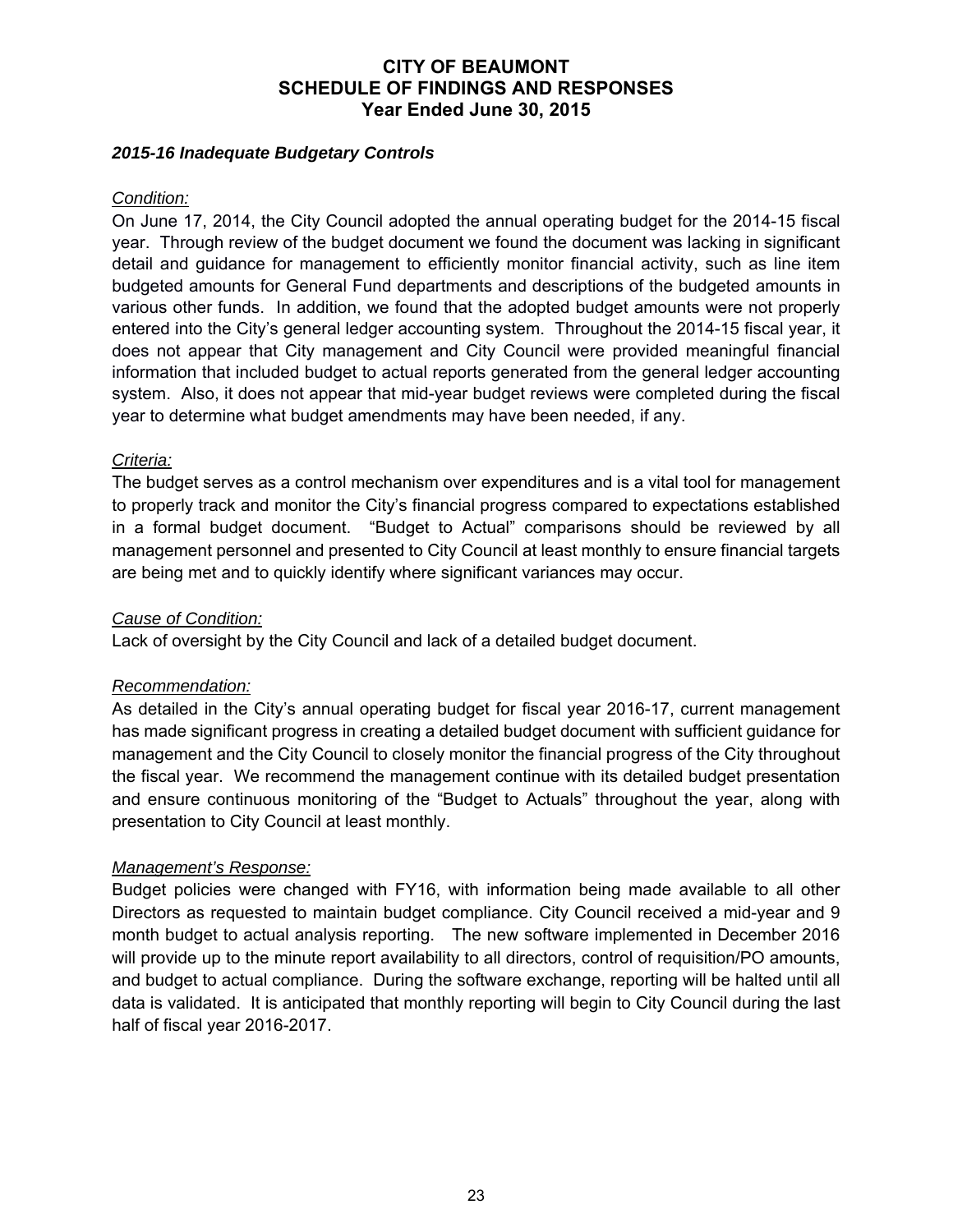# CITY OF BEAUMONT
# SCHEDULE OF FINDINGS AND RESPONSES
# Year Ended June 30, 2015

### *2015-16 Inadequate Budgetary Controls*

*Condition:*

On June 17, 2014, the City Council adopted the annual operating budget for the 2014-15 fiscal year. Through review of the budget document we found the document was lacking in significant detail and guidance for management to efficiently monitor financial activity, such as line item budgeted amounts for General Fund departments and descriptions of the budgeted amounts in various other funds. In addition, we found that the adopted budget amounts were not properly entered into the City's general ledger accounting system. Throughout the 2014-15 fiscal year, it does not appear that City management and City Council were provided meaningful financial information that included budget to actual reports generated from the general ledger accounting system. Also, it does not appear that mid-year budget reviews were completed during the fiscal year to determine what budget amendments may have been needed, if any.

*Criteria:*

The budget serves as a control mechanism over expenditures and is a vital tool for management to properly track and monitor the City's financial progress compared to expectations established in a formal budget document. "Budget to Actual" comparisons should be reviewed by all management personnel and presented to City Council at least monthly to ensure financial targets are being met and to quickly identify where significant variances may occur.

*Cause of Condition:*

Lack of oversight by the City Council and lack of a detailed budget document.

*Recommendation:*

As detailed in the City's annual operating budget for fiscal year 2016-17, current management has made significant progress in creating a detailed budget document with sufficient guidance for management and the City Council to closely monitor the financial progress of the City throughout the fiscal year. We recommend the management continue with its detailed budget presentation and ensure continuous monitoring of the "Budget to Actuals" throughout the year, along with presentation to City Council at least monthly.

*Management's Response:*

Budget policies were changed with FY16, with information being made available to all other Directors as requested to maintain budget compliance. City Council received a mid-year and 9 month budget to actual analysis reporting. The new software implemented in December 2016 will provide up to the minute report availability to all directors, control of requisition/PO amounts, and budget to actual compliance. During the software exchange, reporting will be halted until all data is validated. It is anticipated that monthly reporting will begin to City Council during the last half of fiscal year 2016-2017.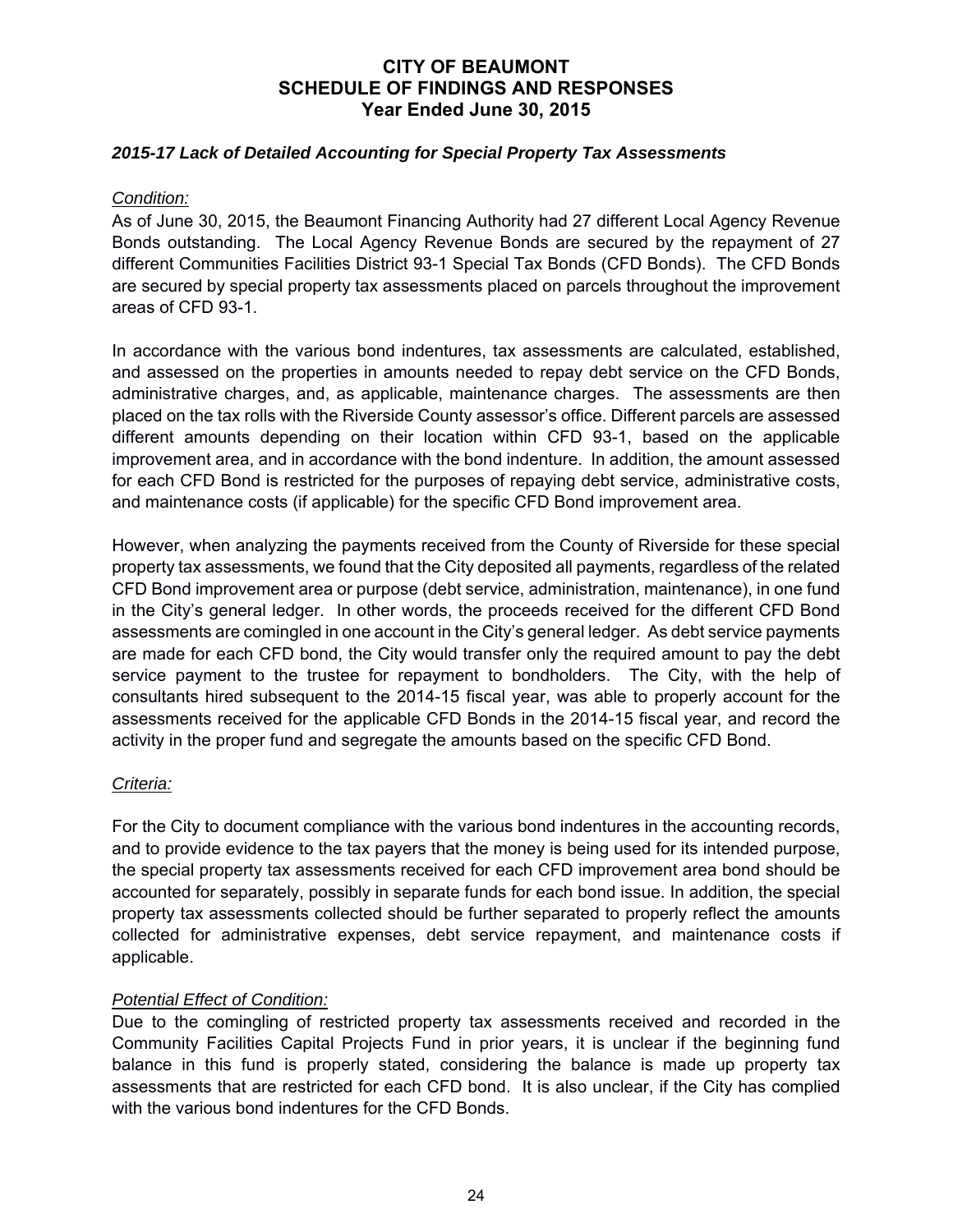# CITY OF BEAUMONT
## SCHEDULE OF FINDINGS AND RESPONSES
## Year Ended June 30, 2015

### *2015-17 Lack of Detailed Accounting for Special Property Tax Assessments*

*Condition:*

As of June 30, 2015, the Beaumont Financing Authority had 27 different Local Agency Revenue Bonds outstanding. The Local Agency Revenue Bonds are secured by the repayment of 27 different Communities Facilities District 93-1 Special Tax Bonds (CFD Bonds). The CFD Bonds are secured by special property tax assessments placed on parcels throughout the improvement areas of CFD 93-1.

In accordance with the various bond indentures, tax assessments are calculated, established, and assessed on the properties in amounts needed to repay debt service on the CFD Bonds, administrative charges, and, as applicable, maintenance charges. The assessments are then placed on the tax rolls with the Riverside County assessor's office. Different parcels are assessed different amounts depending on their location within CFD 93-1, based on the applicable improvement area, and in accordance with the bond indenture. In addition, the amount assessed for each CFD Bond is restricted for the purposes of repaying debt service, administrative costs, and maintenance costs (if applicable) for the specific CFD Bond improvement area.

However, when analyzing the payments received from the County of Riverside for these special property tax assessments, we found that the City deposited all payments, regardless of the related CFD Bond improvement area or purpose (debt service, administration, maintenance), in one fund in the City's general ledger. In other words, the proceeds received for the different CFD Bond assessments are comingled in one account in the City's general ledger. As debt service payments are made for each CFD bond, the City would transfer only the required amount to pay the debt service payment to the trustee for repayment to bondholders. The City, with the help of consultants hired subsequent to the 2014-15 fiscal year, was able to properly account for the assessments received for the applicable CFD Bonds in the 2014-15 fiscal year, and record the activity in the proper fund and segregate the amounts based on the specific CFD Bond.

*Criteria:*

For the City to document compliance with the various bond indentures in the accounting records, and to provide evidence to the tax payers that the money is being used for its intended purpose, the special property tax assessments received for each CFD improvement area bond should be accounted for separately, possibly in separate funds for each bond issue. In addition, the special property tax assessments collected should be further separated to properly reflect the amounts collected for administrative expenses, debt service repayment, and maintenance costs if applicable.

*Potential Effect of Condition:*

Due to the comingling of restricted property tax assessments received and recorded in the Community Facilities Capital Projects Fund in prior years, it is unclear if the beginning fund balance in this fund is properly stated, considering the balance is made up property tax assessments that are restricted for each CFD bond. It is also unclear, if the City has complied with the various bond indentures for the CFD Bonds.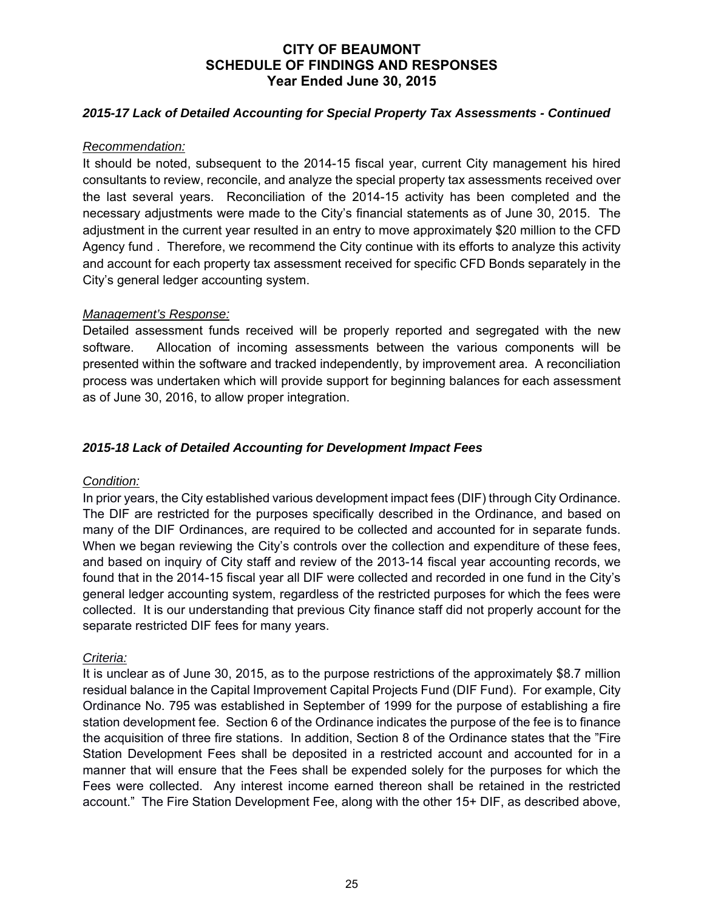# CITY OF BEAUMONT
# SCHEDULE OF FINDINGS AND RESPONSES
# Year Ended June 30, 2015

### *2015-17 Lack of Detailed Accounting for Special Property Tax Assessments - Continued*

*Recommendation:*

It should be noted, subsequent to the 2014-15 fiscal year, current City management his hired consultants to review, reconcile, and analyze the special property tax assessments received over the last several years. Reconciliation of the 2014-15 activity has been completed and the necessary adjustments were made to the City's financial statements as of June 30, 2015. The adjustment in the current year resulted in an entry to move approximately $20 million to the CFD Agency fund . Therefore, we recommend the City continue with its efforts to analyze this activity and account for each property tax assessment received for specific CFD Bonds separately in the City's general ledger accounting system.

*Management's Response:*

Detailed assessment funds received will be properly reported and segregated with the new software. Allocation of incoming assessments between the various components will be presented within the software and tracked independently, by improvement area. A reconciliation process was undertaken which will provide support for beginning balances for each assessment as of June 30, 2016, to allow proper integration.

### *2015-18 Lack of Detailed Accounting for Development Impact Fees*

*Condition:*

In prior years, the City established various development impact fees (DIF) through City Ordinance. The DIF are restricted for the purposes specifically described in the Ordinance, and based on many of the DIF Ordinances, are required to be collected and accounted for in separate funds. When we began reviewing the City's controls over the collection and expenditure of these fees, and based on inquiry of City staff and review of the 2013-14 fiscal year accounting records, we found that in the 2014-15 fiscal year all DIF were collected and recorded in one fund in the City's general ledger accounting system, regardless of the restricted purposes for which the fees were collected. It is our understanding that previous City finance staff did not properly account for the separate restricted DIF fees for many years.

*Criteria:*

It is unclear as of June 30, 2015, as to the purpose restrictions of the approximately $8.7 million residual balance in the Capital Improvement Capital Projects Fund (DIF Fund). For example, City Ordinance No. 795 was established in September of 1999 for the purpose of establishing a fire station development fee. Section 6 of the Ordinance indicates the purpose of the fee is to finance the acquisition of three fire stations. In addition, Section 8 of the Ordinance states that the "Fire Station Development Fees shall be deposited in a restricted account and accounted for in a manner that will ensure that the Fees shall be expended solely for the purposes for which the Fees were collected. Any interest income earned thereon shall be retained in the restricted account." The Fire Station Development Fee, along with the other 15+ DIF, as described above,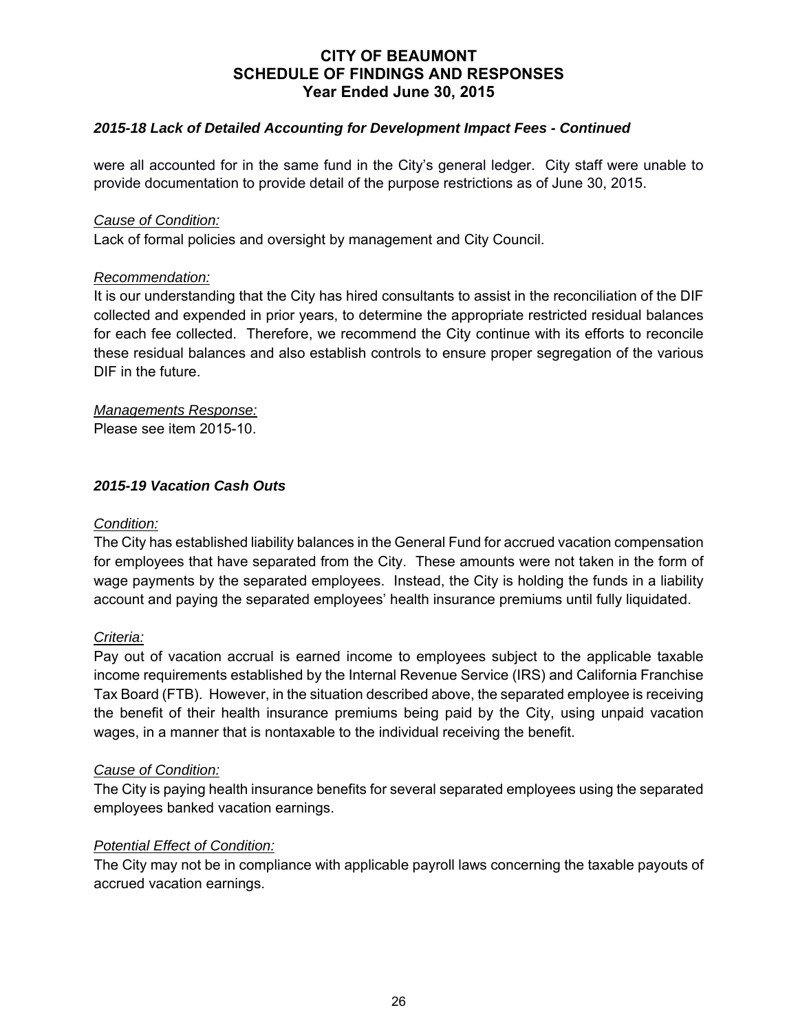### *2015-18 Lack of Detailed Accounting for Development Impact Fees - Continued*

were all accounted for in the same fund in the City's general ledger. City staff were unable to provide documentation to provide detail of the purpose restrictions as of June 30, 2015.

*Cause of Condition:*
Lack of formal policies and oversight by management and City Council.

*Recommendation:*
It is our understanding that the City has hired consultants to assist in the reconciliation of the DIF collected and expended in prior years, to determine the appropriate restricted residual balances for each fee collected. Therefore, we recommend the City continue with its efforts to reconcile these residual balances and also establish controls to ensure proper segregation of the various DIF in the future.

*Managements Response:*
Please see item 2015-10.

### *2015-19 Vacation Cash Outs*

*Condition:*
The City has established liability balances in the General Fund for accrued vacation compensation for employees that have separated from the City. These amounts were not taken in the form of wage payments by the separated employees. Instead, the City is holding the funds in a liability account and paying the separated employees' health insurance premiums until fully liquidated.

*Criteria:*
Pay out of vacation accrual is earned income to employees subject to the applicable taxable income requirements established by the Internal Revenue Service (IRS) and California Franchise Tax Board (FTB). However, in the situation described above, the separated employee is receiving the benefit of their health insurance premiums being paid by the City, using unpaid vacation wages, in a manner that is nontaxable to the individual receiving the benefit.

*Cause of Condition:*
The City is paying health insurance benefits for several separated employees using the separated employees banked vacation earnings.

*Potential Effect of Condition:*
The City may not be in compliance with applicable payroll laws concerning the taxable payouts of accrued vacation earnings.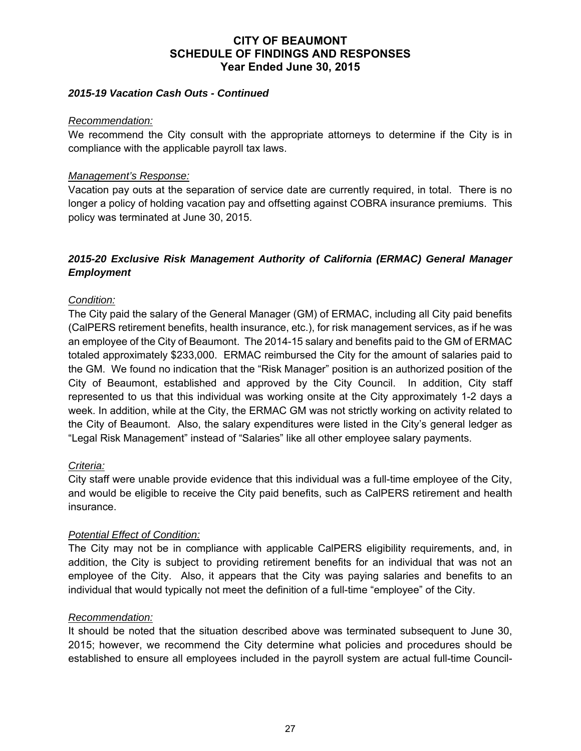# CITY OF BEAUMONT
## SCHEDULE OF FINDINGS AND RESPONSES
## Year Ended June 30, 2015

### *2015-19 Vacation Cash Outs - Continued*

*Recommendation:*

We recommend the City consult with the appropriate attorneys to determine if the City is in compliance with the applicable payroll tax laws.

*Management's Response:*

Vacation pay outs at the separation of service date are currently required, in total. There is no longer a policy of holding vacation pay and offsetting against COBRA insurance premiums. This policy was terminated at June 30, 2015.

### *2015-20 Exclusive Risk Management Authority of California (ERMAC) General Manager Employment*

*Condition:*

The City paid the salary of the General Manager (GM) of ERMAC, including all City paid benefits (CalPERS retirement benefits, health insurance, etc.), for risk management services, as if he was an employee of the City of Beaumont. The 2014-15 salary and benefits paid to the GM of ERMAC totaled approximately $233,000. ERMAC reimbursed the City for the amount of salaries paid to the GM. We found no indication that the "Risk Manager" position is an authorized position of the City of Beaumont, established and approved by the City Council. In addition, City staff represented to us that this individual was working onsite at the City approximately 1-2 days a week. In addition, while at the City, the ERMAC GM was not strictly working on activity related to the City of Beaumont. Also, the salary expenditures were listed in the City's general ledger as "Legal Risk Management" instead of "Salaries" like all other employee salary payments.

*Criteria:*

City staff were unable provide evidence that this individual was a full-time employee of the City, and would be eligible to receive the City paid benefits, such as CalPERS retirement and health insurance.

*Potential Effect of Condition:*

The City may not be in compliance with applicable CalPERS eligibility requirements, and, in addition, the City is subject to providing retirement benefits for an individual that was not an employee of the City. Also, it appears that the City was paying salaries and benefits to an individual that would typically not meet the definition of a full-time "employee" of the City.

*Recommendation:*

It should be noted that the situation described above was terminated subsequent to June 30, 2015; however, we recommend the City determine what policies and procedures should be established to ensure all employees included in the payroll system are actual full-time Council-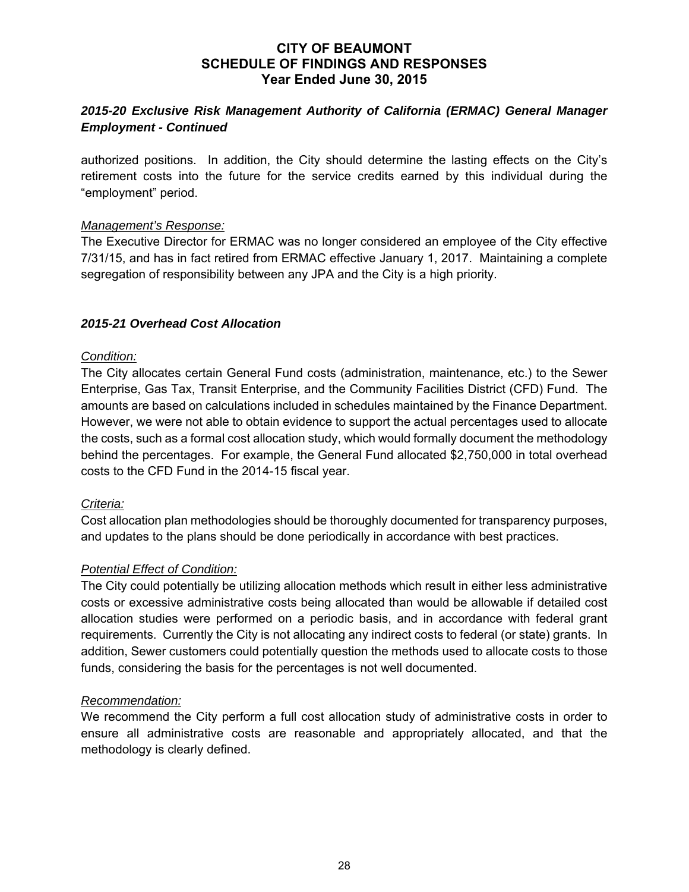# CITY OF BEAUMONT
# SCHEDULE OF FINDINGS AND RESPONSES
# Year Ended June 30, 2015

### *2015-20 Exclusive Risk Management Authority of California (ERMAC) General Manager Employment - Continued*

authorized positions. In addition, the City should determine the lasting effects on the City's retirement costs into the future for the service credits earned by this individual during the "employment" period.

*Management's Response:*

The Executive Director for ERMAC was no longer considered an employee of the City effective 7/31/15, and has in fact retired from ERMAC effective January 1, 2017. Maintaining a complete segregation of responsibility between any JPA and the City is a high priority.

### *2015-21 Overhead Cost Allocation*

*Condition:*

The City allocates certain General Fund costs (administration, maintenance, etc.) to the Sewer Enterprise, Gas Tax, Transit Enterprise, and the Community Facilities District (CFD) Fund. The amounts are based on calculations included in schedules maintained by the Finance Department. However, we were not able to obtain evidence to support the actual percentages used to allocate the costs, such as a formal cost allocation study, which would formally document the methodology behind the percentages. For example, the General Fund allocated $2,750,000 in total overhead costs to the CFD Fund in the 2014-15 fiscal year.

*Criteria:*

Cost allocation plan methodologies should be thoroughly documented for transparency purposes, and updates to the plans should be done periodically in accordance with best practices.

*Potential Effect of Condition:*

The City could potentially be utilizing allocation methods which result in either less administrative costs or excessive administrative costs being allocated than would be allowable if detailed cost allocation studies were performed on a periodic basis, and in accordance with federal grant requirements. Currently the City is not allocating any indirect costs to federal (or state) grants. In addition, Sewer customers could potentially question the methods used to allocate costs to those funds, considering the basis for the percentages is not well documented.

*Recommendation:*

We recommend the City perform a full cost allocation study of administrative costs in order to ensure all administrative costs are reasonable and appropriately allocated, and that the methodology is clearly defined.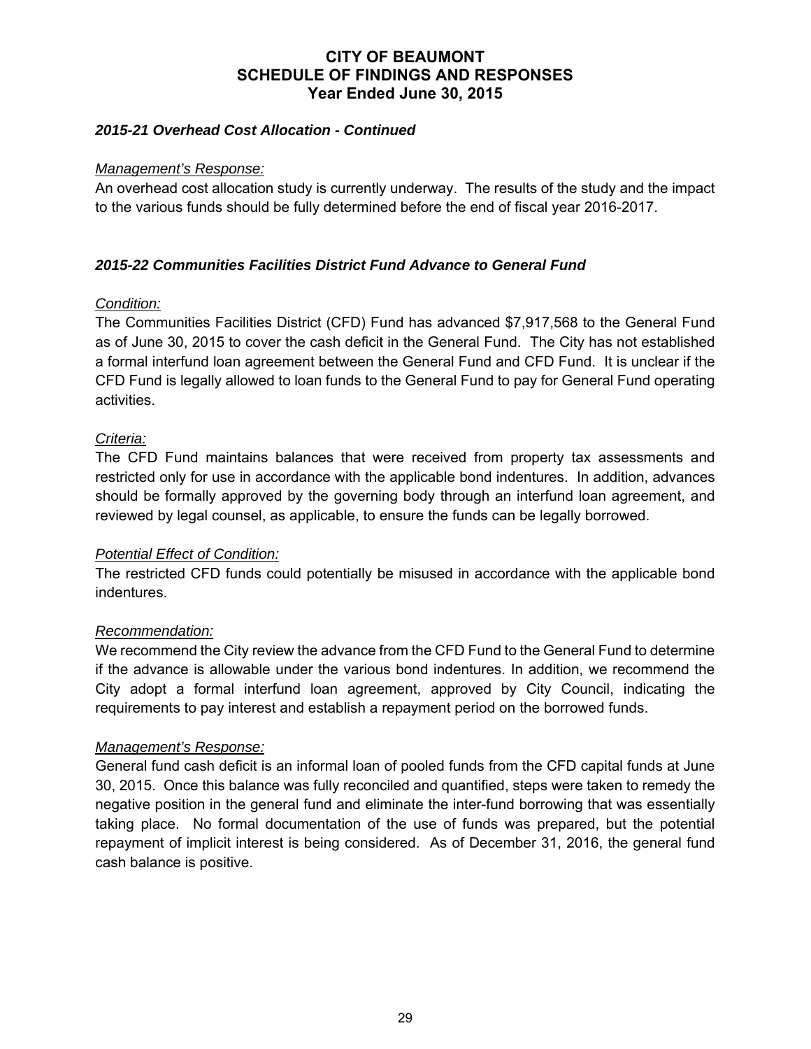# CITY OF BEAUMONT
# SCHEDULE OF FINDINGS AND RESPONSES
# Year Ended June 30, 2015

### *2015-21 Overhead Cost Allocation - Continued*

*Management's Response:*

An overhead cost allocation study is currently underway. The results of the study and the impact to the various funds should be fully determined before the end of fiscal year 2016-2017.

### *2015-22 Communities Facilities District Fund Advance to General Fund*

*Condition:*

The Communities Facilities District (CFD) Fund has advanced $7,917,568 to the General Fund as of June 30, 2015 to cover the cash deficit in the General Fund. The City has not established a formal interfund loan agreement between the General Fund and CFD Fund. It is unclear if the CFD Fund is legally allowed to loan funds to the General Fund to pay for General Fund operating activities.

*Criteria:*

The CFD Fund maintains balances that were received from property tax assessments and restricted only for use in accordance with the applicable bond indentures. In addition, advances should be formally approved by the governing body through an interfund loan agreement, and reviewed by legal counsel, as applicable, to ensure the funds can be legally borrowed.

*Potential Effect of Condition:*

The restricted CFD funds could potentially be misused in accordance with the applicable bond indentures.

*Recommendation:*

We recommend the City review the advance from the CFD Fund to the General Fund to determine if the advance is allowable under the various bond indentures. In addition, we recommend the City adopt a formal interfund loan agreement, approved by City Council, indicating the requirements to pay interest and establish a repayment period on the borrowed funds.

*Management's Response:*

General fund cash deficit is an informal loan of pooled funds from the CFD capital funds at June 30, 2015. Once this balance was fully reconciled and quantified, steps were taken to remedy the negative position in the general fund and eliminate the inter-fund borrowing that was essentially taking place. No formal documentation of the use of funds was prepared, but the potential repayment of implicit interest is being considered. As of December 31, 2016, the general fund cash balance is positive.